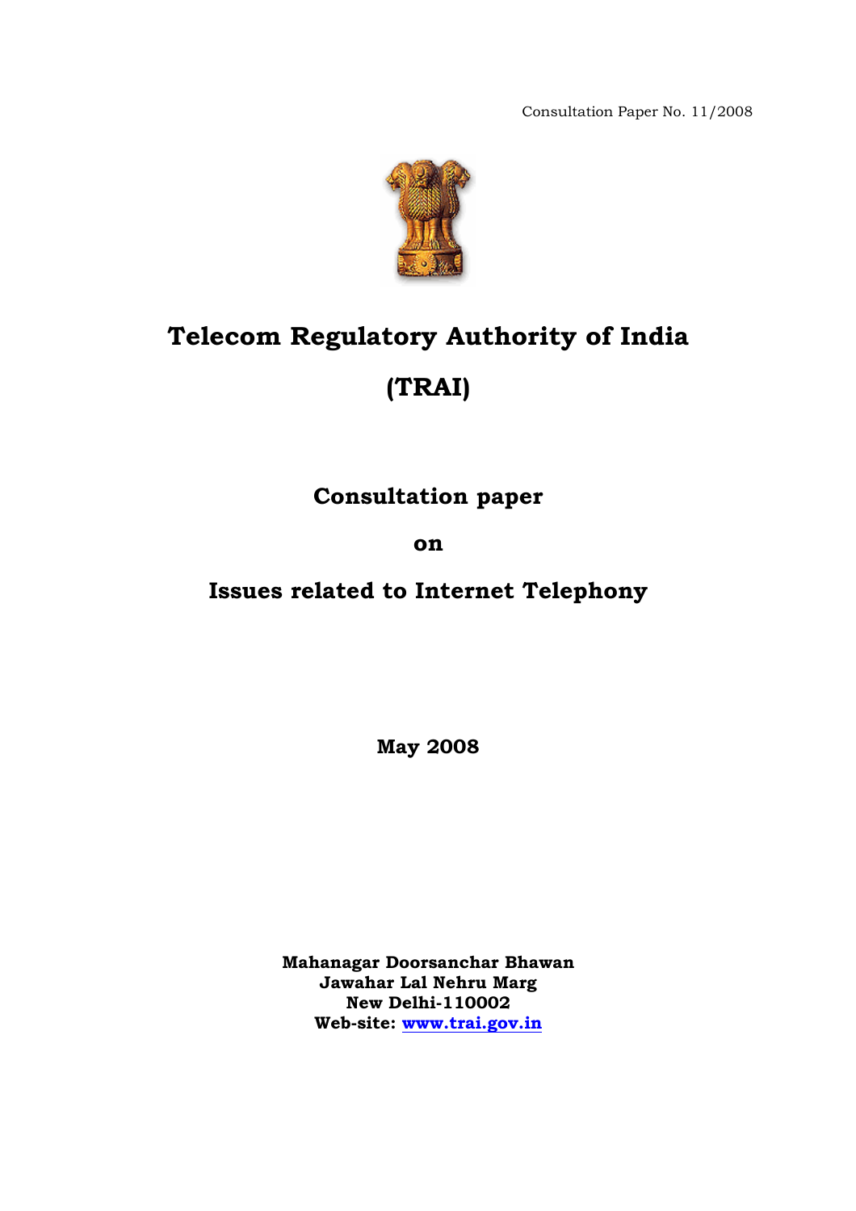Consultation Paper No. 11/2008

# Telecom Regulatory Authority of India

# (TRAI)

## Consultation paper

## on

## Issues related to Internet Telephony

**May 2008**

**Mahanagar Doorsanchar Bhawan**
**Jawahar Lal Nehru Marg**
**New Delhi-110002**
**Web-site: [www.trai.gov.in](http://www.trai.gov.in)**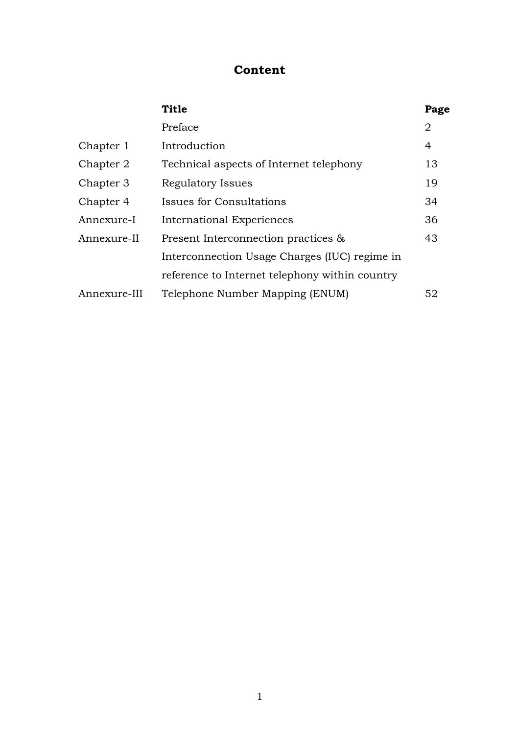# Content

| | Title | Page |
|---|---|---|
| | Preface | 2 |
| Chapter 1 | Introduction | 4 |
| Chapter 2 | Technical aspects of Internet telephony | 13 |
| Chapter 3 | Regulatory Issues | 19 |
| Chapter 4 | Issues for Consultations | 34 |
| Annexure-I | International Experiences | 36 |
| Annexure-II | Present Interconnection practices & Interconnection Usage Charges (IUC) regime in reference to Internet telephony within country | 43 |
| Annexure-III | Telephone Number Mapping (ENUM) | 52 |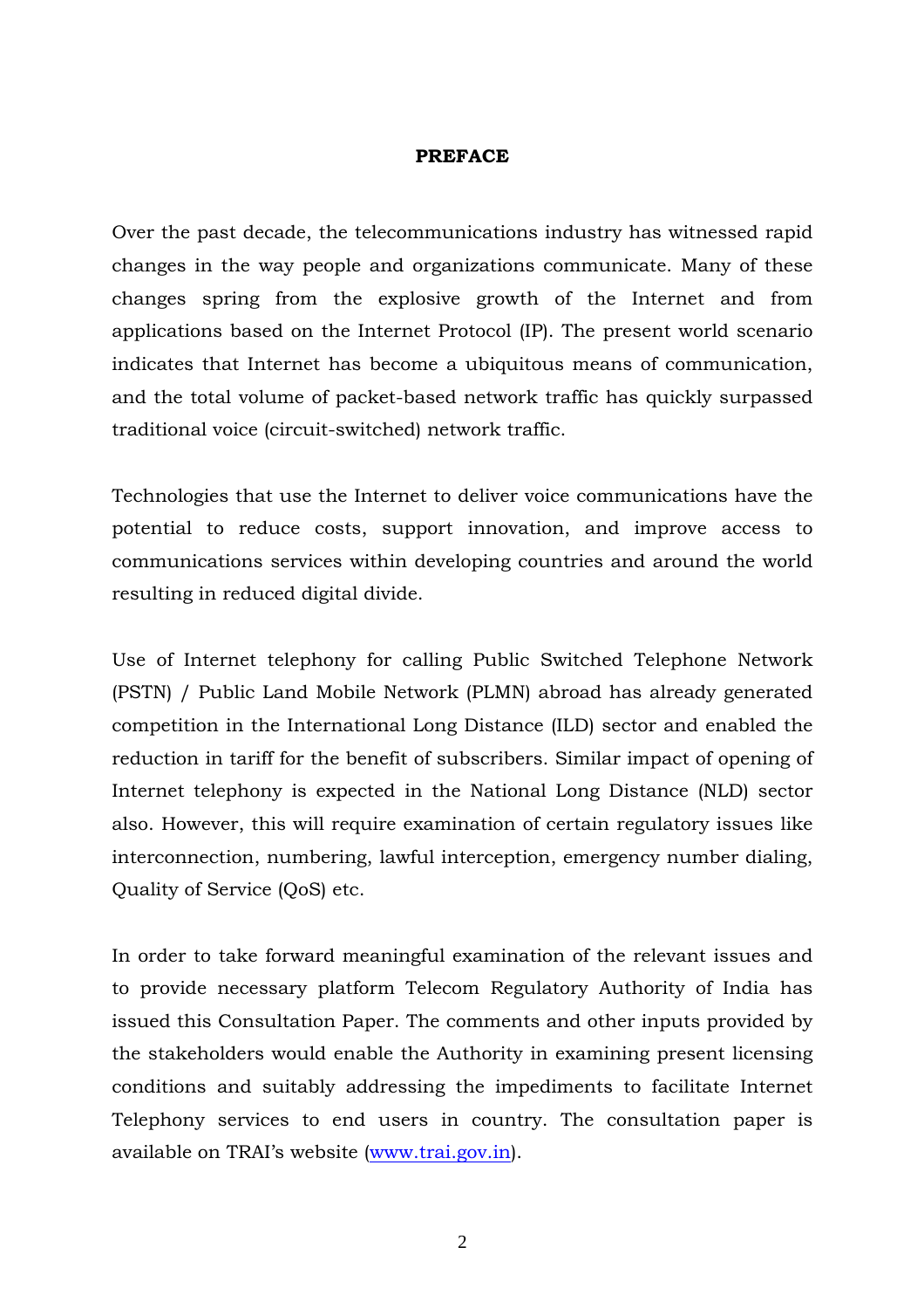# PREFACE

Over the past decade, the telecommunications industry has witnessed rapid changes in the way people and organizations communicate. Many of these changes spring from the explosive growth of the Internet and from applications based on the Internet Protocol (IP). The present world scenario indicates that Internet has become a ubiquitous means of communication, and the total volume of packet-based network traffic has quickly surpassed traditional voice (circuit-switched) network traffic.

Technologies that use the Internet to deliver voice communications have the potential to reduce costs, support innovation, and improve access to communications services within developing countries and around the world resulting in reduced digital divide.

Use of Internet telephony for calling Public Switched Telephone Network (PSTN) / Public Land Mobile Network (PLMN) abroad has already generated competition in the International Long Distance (ILD) sector and enabled the reduction in tariff for the benefit of subscribers. Similar impact of opening of Internet telephony is expected in the National Long Distance (NLD) sector also. However, this will require examination of certain regulatory issues like interconnection, numbering, lawful interception, emergency number dialing, Quality of Service (QoS) etc.

In order to take forward meaningful examination of the relevant issues and to provide necessary platform Telecom Regulatory Authority of India has issued this Consultation Paper. The comments and other inputs provided by the stakeholders would enable the Authority in examining present licensing conditions and suitably addressing the impediments to facilitate Internet Telephony services to end users in country. The consultation paper is available on TRAI's website ([www.trai.gov.in](http://www.trai.gov.in)).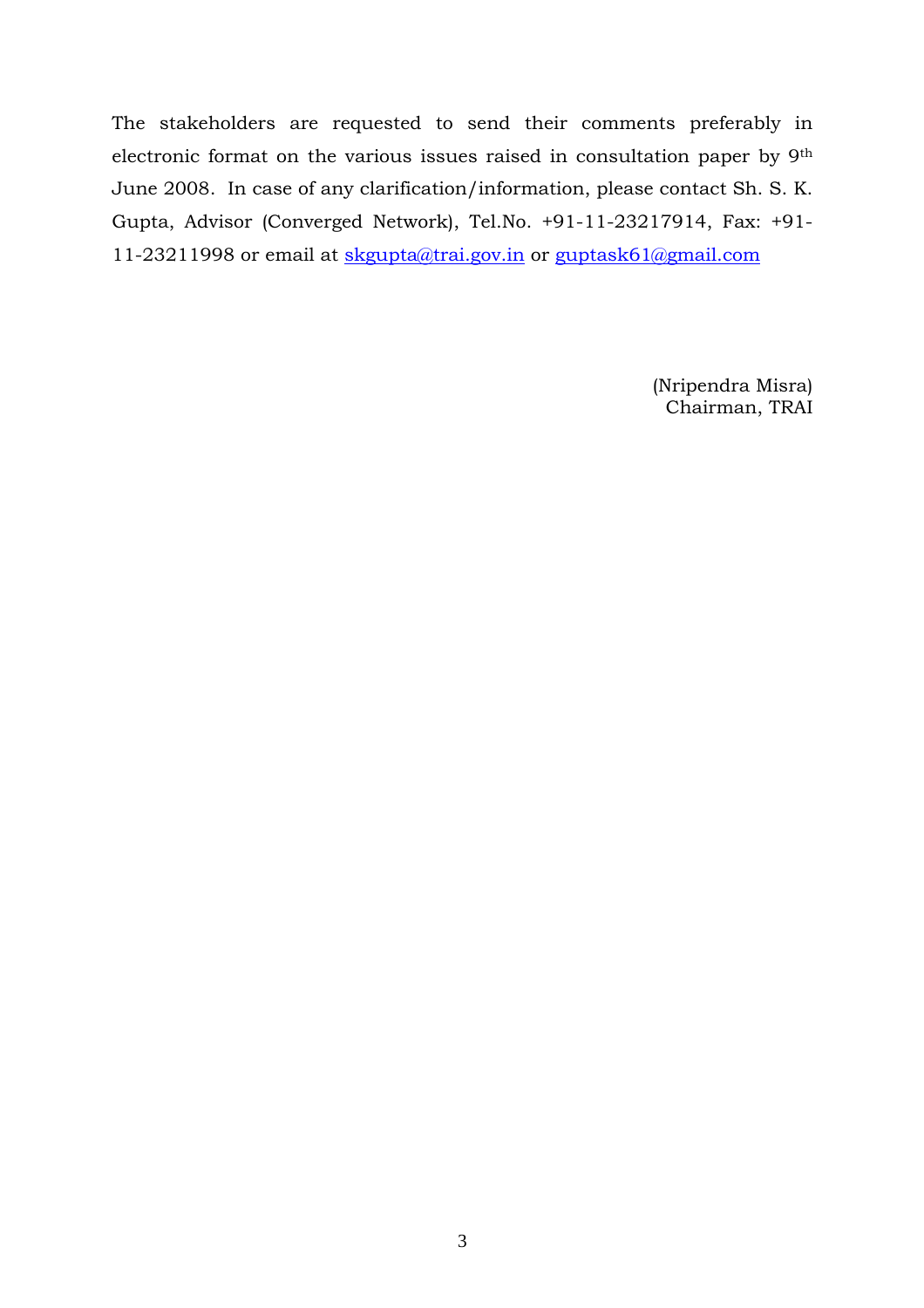The stakeholders are requested to send their comments preferably in electronic format on the various issues raised in consultation paper by 9th June 2008. In case of any clarification/information, please contact Sh. S. K. Gupta, Advisor (Converged Network), Tel.No. +91-11-23217914, Fax: +91-11-23211998 or email at skgupta@trai.gov.in or guptask61@gmail.com

(Nripendra Misra)
Chairman, TRAI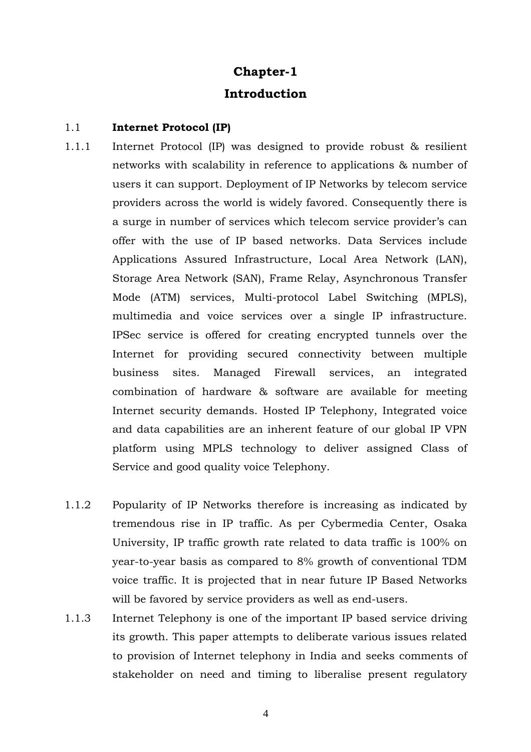# Chapter-1

# Introduction

## 1.1 Internet Protocol (IP)

1.1.1 Internet Protocol (IP) was designed to provide robust & resilient networks with scalability in reference to applications & number of users it can support. Deployment of IP Networks by telecom service providers across the world is widely favored. Consequently there is a surge in number of services which telecom service provider's can offer with the use of IP based networks. Data Services include Applications Assured Infrastructure, Local Area Network (LAN), Storage Area Network (SAN), Frame Relay, Asynchronous Transfer Mode (ATM) services, Multi-protocol Label Switching (MPLS), multimedia and voice services over a single IP infrastructure. IPSec service is offered for creating encrypted tunnels over the Internet for providing secured connectivity between multiple business sites. Managed Firewall services, an integrated combination of hardware & software are available for meeting Internet security demands. Hosted IP Telephony, Integrated voice and data capabilities are an inherent feature of our global IP VPN platform using MPLS technology to deliver assigned Class of Service and good quality voice Telephony.

1.1.2 Popularity of IP Networks therefore is increasing as indicated by tremendous rise in IP traffic. As per Cybermedia Center, Osaka University, IP traffic growth rate related to data traffic is 100% on year-to-year basis as compared to 8% growth of conventional TDM voice traffic. It is projected that in near future IP Based Networks will be favored by service providers as well as end-users.

1.1.3 Internet Telephony is one of the important IP based service driving its growth. This paper attempts to deliberate various issues related to provision of Internet telephony in India and seeks comments of stakeholder on need and timing to liberalise present regulatory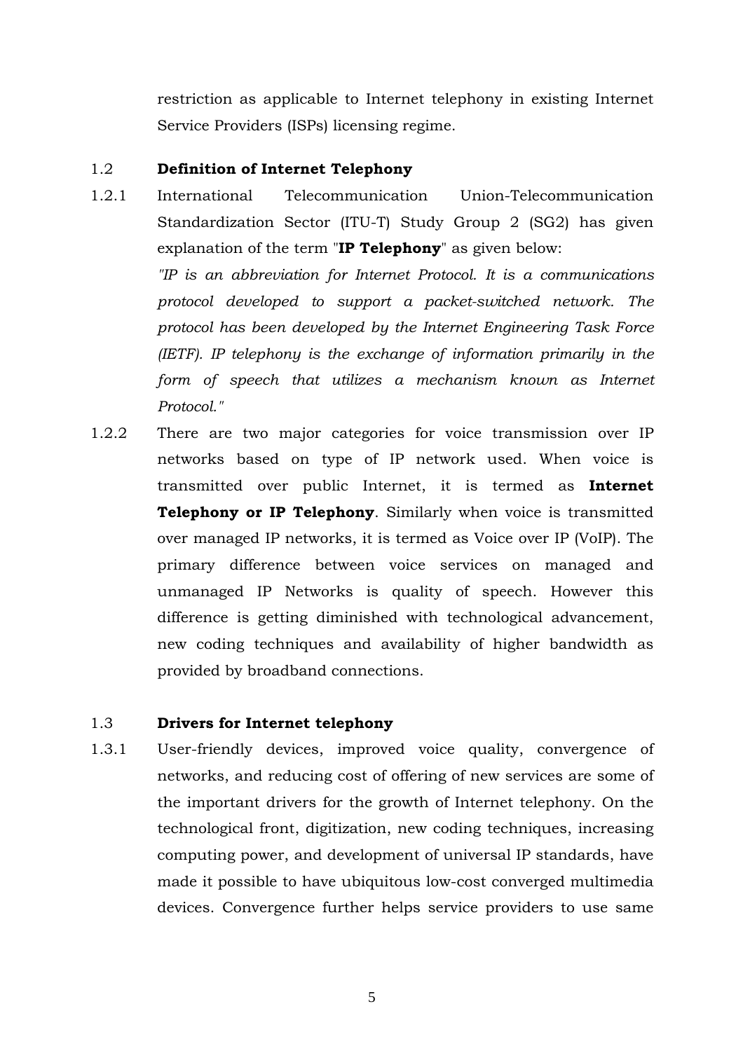restriction as applicable to Internet telephony in existing Internet Service Providers (ISPs) licensing regime.

## 1.2 Definition of Internet Telephony

1.2.1 International Telecommunication Union-Telecommunication Standardization Sector (ITU-T) Study Group 2 (SG2) has given explanation of the term "**IP Telephony**" as given below:

*"IP is an abbreviation for Internet Protocol. It is a communications protocol developed to support a packet-switched network. The protocol has been developed by the Internet Engineering Task Force (IETF). IP telephony is the exchange of information primarily in the form of speech that utilizes a mechanism known as Internet Protocol."*

1.2.2 There are two major categories for voice transmission over IP networks based on type of IP network used. When voice is transmitted over public Internet, it is termed as **Internet Telephony or IP Telephony**. Similarly when voice is transmitted over managed IP networks, it is termed as Voice over IP (VoIP). The primary difference between voice services on managed and unmanaged IP Networks is quality of speech. However this difference is getting diminished with technological advancement, new coding techniques and availability of higher bandwidth as provided by broadband connections.

## 1.3 Drivers for Internet telephony

1.3.1 User-friendly devices, improved voice quality, convergence of networks, and reducing cost of offering of new services are some of the important drivers for the growth of Internet telephony. On the technological front, digitization, new coding techniques, increasing computing power, and development of universal IP standards, have made it possible to have ubiquitous low-cost converged multimedia devices. Convergence further helps service providers to use same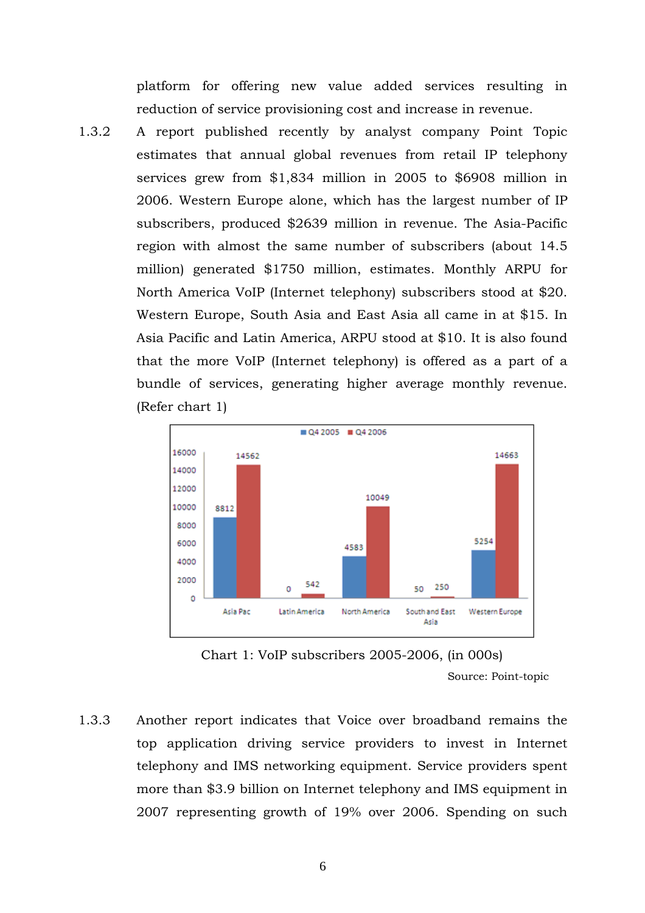platform for offering new value added services resulting in reduction of service provisioning cost and increase in revenue.

1.3.2 A report published recently by analyst company Point Topic estimates that annual global revenues from retail IP telephony services grew from $1,834 million in 2005 to $6908 million in 2006. Western Europe alone, which has the largest number of IP subscribers, produced $2639 million in revenue. The Asia-Pacific region with almost the same number of subscribers (about 14.5 million) generated $1750 million, estimates. Monthly ARPU for North America VoIP (Internet telephony) subscribers stood at $20. Western Europe, South Asia and East Asia all came in at $15. In Asia Pacific and Latin America, ARPU stood at $10. It is also found that the more VoIP (Internet telephony) is offered as a part of a bundle of services, generating higher average monthly revenue. (Refer chart 1)

| Region | Q4 2005 | Q4 2006 |
|---|---|---|
| Asia Pac | 8812 | 14562 |
| Latin America | 0 | 542 |
| North America | 4583 | 10049 |
| South and East Asia | 50 | 250 |
| Western Europe | 5254 | 14663 |

Chart 1: VoIP subscribers 2005-2006, (in 000s)

Source: Point-topic

1.3.3 Another report indicates that Voice over broadband remains the top application driving service providers to invest in Internet telephony and IMS networking equipment. Service providers spent more than $3.9 billion on Internet telephony and IMS equipment in 2007 representing growth of 19% over 2006. Spending on such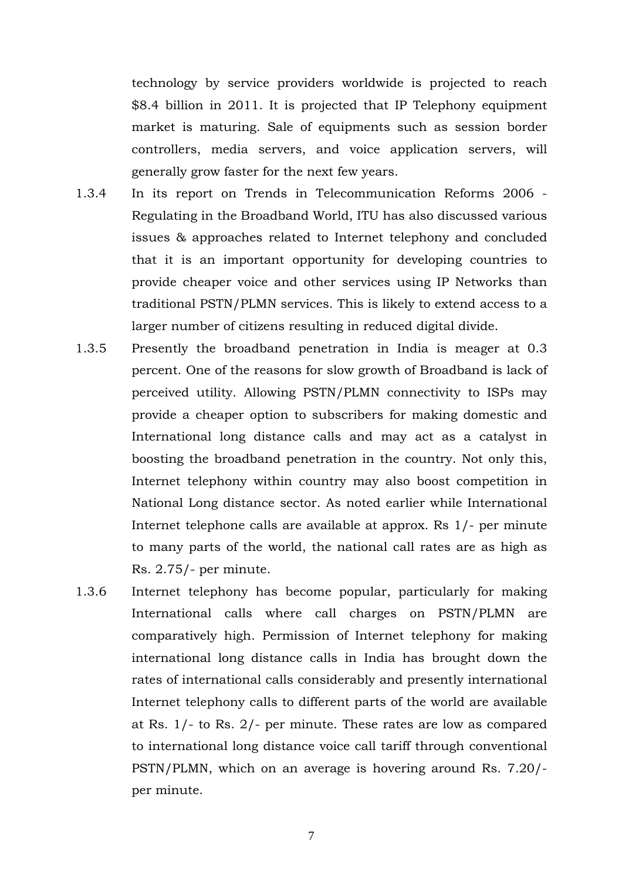technology by service providers worldwide is projected to reach $8.4 billion in 2011. It is projected that IP Telephony equipment market is maturing. Sale of equipments such as session border controllers, media servers, and voice application servers, will generally grow faster for the next few years.

1.3.4 In its report on Trends in Telecommunication Reforms 2006 - Regulating in the Broadband World, ITU has also discussed various issues & approaches related to Internet telephony and concluded that it is an important opportunity for developing countries to provide cheaper voice and other services using IP Networks than traditional PSTN/PLMN services. This is likely to extend access to a larger number of citizens resulting in reduced digital divide.

1.3.5 Presently the broadband penetration in India is meager at 0.3 percent. One of the reasons for slow growth of Broadband is lack of perceived utility. Allowing PSTN/PLMN connectivity to ISPs may provide a cheaper option to subscribers for making domestic and International long distance calls and may act as a catalyst in boosting the broadband penetration in the country. Not only this, Internet telephony within country may also boost competition in National Long distance sector. As noted earlier while International Internet telephone calls are available at approx. Rs 1/- per minute to many parts of the world, the national call rates are as high as Rs. 2.75/- per minute.

1.3.6 Internet telephony has become popular, particularly for making International calls where call charges on PSTN/PLMN are comparatively high. Permission of Internet telephony for making international long distance calls in India has brought down the rates of international calls considerably and presently international Internet telephony calls to different parts of the world are available at Rs. 1/- to Rs. 2/- per minute. These rates are low as compared to international long distance voice call tariff through conventional PSTN/PLMN, which on an average is hovering around Rs. 7.20/- per minute.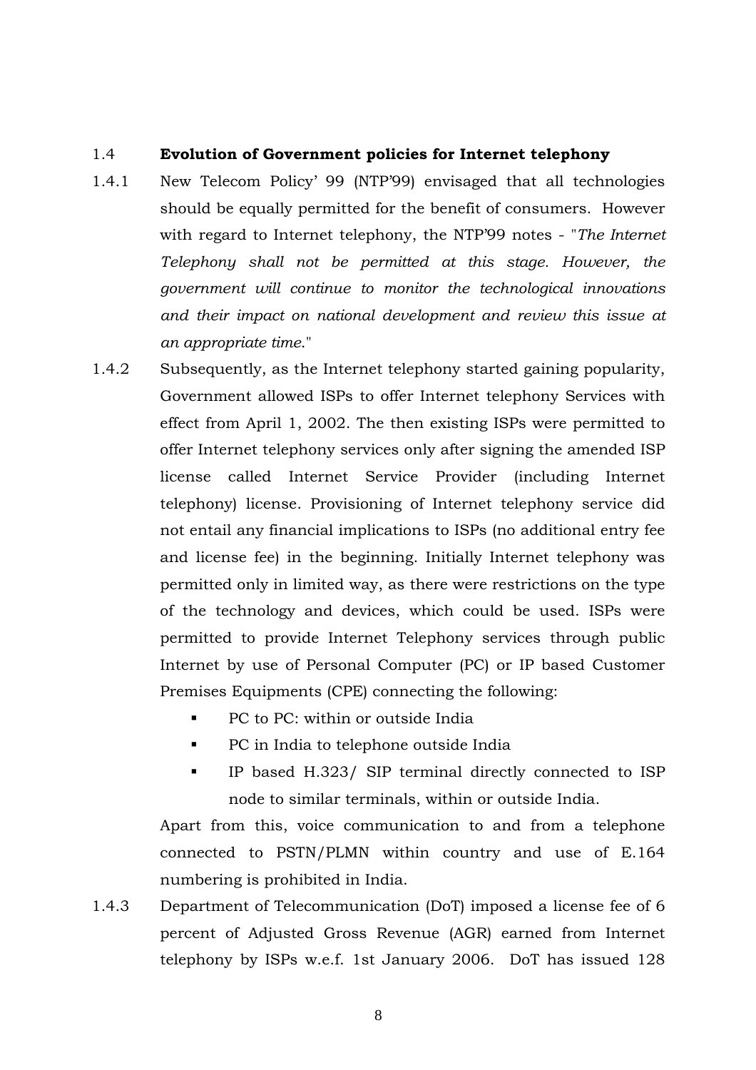### 1.4 **Evolution of Government policies for Internet telephony**

1.4.1 New Telecom Policy' 99 (NTP'99) envisaged that all technologies should be equally permitted for the benefit of consumers. However with regard to Internet telephony, the NTP'99 notes - "*The Internet Telephony shall not be permitted at this stage. However, the government will continue to monitor the technological innovations and their impact on national development and review this issue at an appropriate time*."

1.4.2 Subsequently, as the Internet telephony started gaining popularity, Government allowed ISPs to offer Internet telephony Services with effect from April 1, 2002. The then existing ISPs were permitted to offer Internet telephony services only after signing the amended ISP license called Internet Service Provider (including Internet telephony) license. Provisioning of Internet telephony service did not entail any financial implications to ISPs (no additional entry fee and license fee) in the beginning. Initially Internet telephony was permitted only in limited way, as there were restrictions on the type of the technology and devices, which could be used. ISPs were permitted to provide Internet Telephony services through public Internet by use of Personal Computer (PC) or IP based Customer Premises Equipments (CPE) connecting the following:

- PC to PC: within or outside India
- PC in India to telephone outside India
- IP based H.323/ SIP terminal directly connected to ISP node to similar terminals, within or outside India.

Apart from this, voice communication to and from a telephone connected to PSTN/PLMN within country and use of E.164 numbering is prohibited in India.

1.4.3 Department of Telecommunication (DoT) imposed a license fee of 6 percent of Adjusted Gross Revenue (AGR) earned from Internet telephony by ISPs w.e.f. 1st January 2006. DoT has issued 128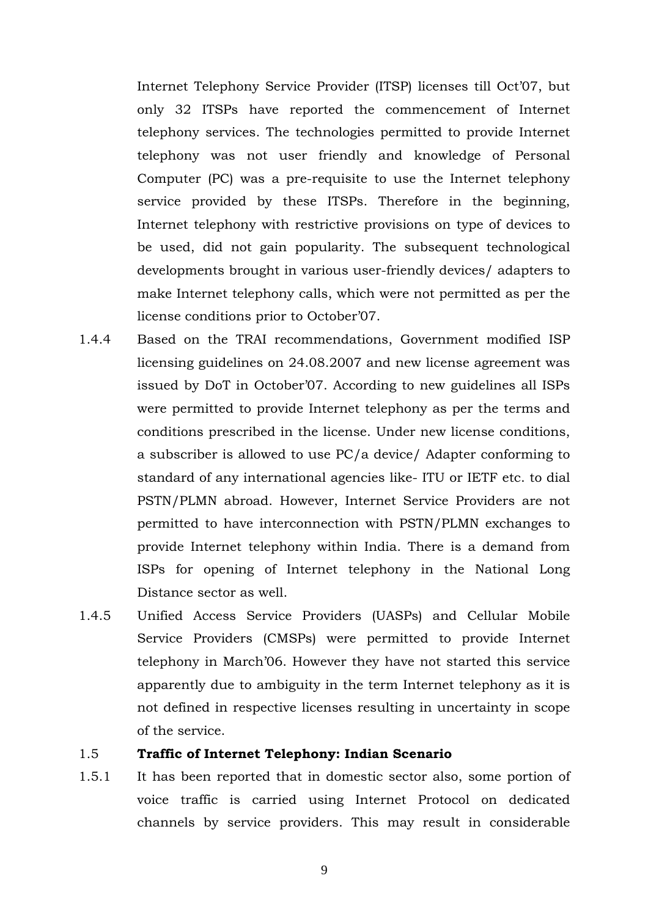Internet Telephony Service Provider (ITSP) licenses till Oct'07, but only 32 ITSPs have reported the commencement of Internet telephony services. The technologies permitted to provide Internet telephony was not user friendly and knowledge of Personal Computer (PC) was a pre-requisite to use the Internet telephony service provided by these ITSPs. Therefore in the beginning, Internet telephony with restrictive provisions on type of devices to be used, did not gain popularity. The subsequent technological developments brought in various user-friendly devices/ adapters to make Internet telephony calls, which were not permitted as per the license conditions prior to October'07.

1.4.4 Based on the TRAI recommendations, Government modified ISP licensing guidelines on 24.08.2007 and new license agreement was issued by DoT in October'07. According to new guidelines all ISPs were permitted to provide Internet telephony as per the terms and conditions prescribed in the license. Under new license conditions, a subscriber is allowed to use PC/a device/ Adapter conforming to standard of any international agencies like- ITU or IETF etc. to dial PSTN/PLMN abroad. However, Internet Service Providers are not permitted to have interconnection with PSTN/PLMN exchanges to provide Internet telephony within India. There is a demand from ISPs for opening of Internet telephony in the National Long Distance sector as well.

1.4.5 Unified Access Service Providers (UASPs) and Cellular Mobile Service Providers (CMSPs) were permitted to provide Internet telephony in March'06. However they have not started this service apparently due to ambiguity in the term Internet telephony as it is not defined in respective licenses resulting in uncertainty in scope of the service.

## 1.5 **Traffic of Internet Telephony: Indian Scenario**

1.5.1 It has been reported that in domestic sector also, some portion of voice traffic is carried using Internet Protocol on dedicated channels by service providers. This may result in considerable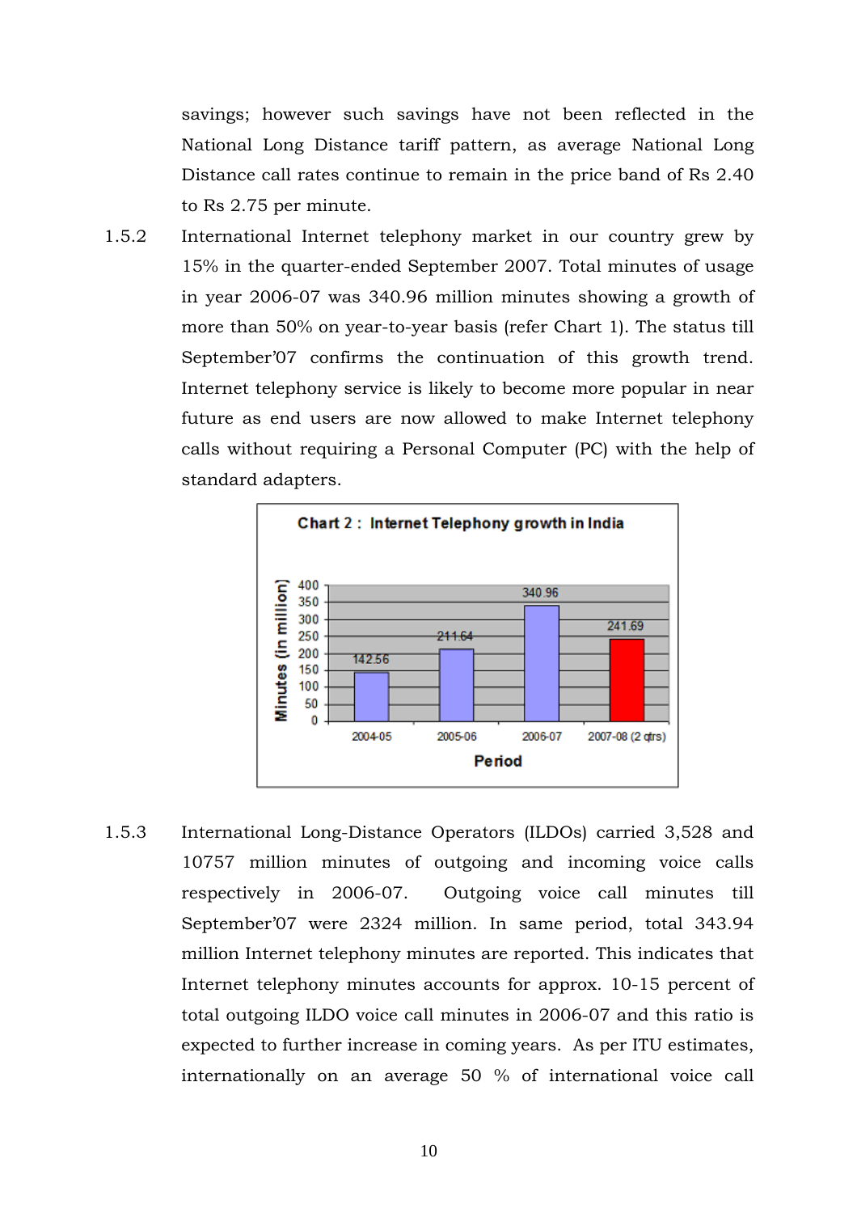savings; however such savings have not been reflected in the National Long Distance tariff pattern, as average National Long Distance call rates continue to remain in the price band of Rs 2.40 to Rs 2.75 per minute.

1.5.2 International Internet telephony market in our country grew by 15% in the quarter-ended September 2007. Total minutes of usage in year 2006-07 was 340.96 million minutes showing a growth of more than 50% on year-to-year basis (refer Chart 1). The status till September'07 confirms the continuation of this growth trend. Internet telephony service is likely to become more popular in near future as end users are now allowed to make Internet telephony calls without requiring a Personal Computer (PC) with the help of standard adapters.

**Chart 2 : Internet Telephony growth in India**

| Period | Minutes (in million) |
|---|---|
| 2004-05 | 142.56 |
| 2005-06 | 211.64 |
| 2006-07 | 340.96 |
| 2007-08 (2 qtrs) | 241.69 |

1.5.3 International Long-Distance Operators (ILDOs) carried 3,528 and 10757 million minutes of outgoing and incoming voice calls respectively in 2006-07. Outgoing voice call minutes till September'07 were 2324 million. In same period, total 343.94 million Internet telephony minutes are reported. This indicates that Internet telephony minutes accounts for approx. 10-15 percent of total outgoing ILDO voice call minutes in 2006-07 and this ratio is expected to further increase in coming years. As per ITU estimates, internationally on an average 50 % of international voice call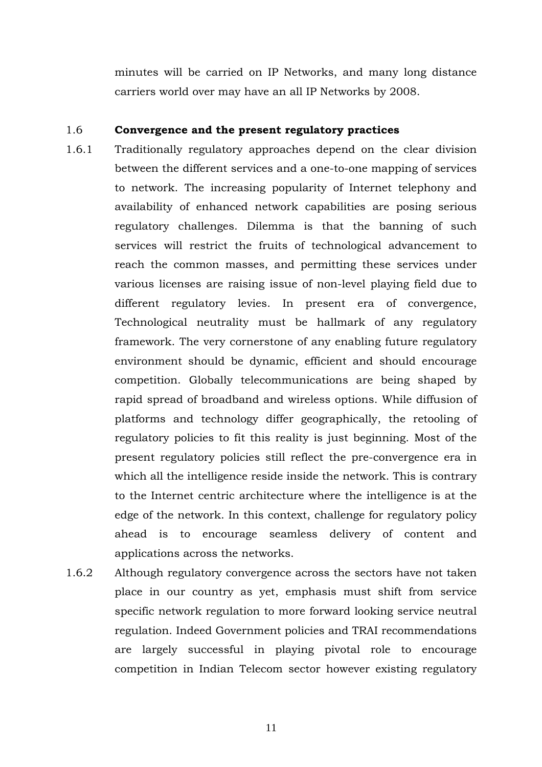minutes will be carried on IP Networks, and many long distance carriers world over may have an all IP Networks by 2008.

### 1.6 **Convergence and the present regulatory practices**

1.6.1 Traditionally regulatory approaches depend on the clear division between the different services and a one-to-one mapping of services to network. The increasing popularity of Internet telephony and availability of enhanced network capabilities are posing serious regulatory challenges. Dilemma is that the banning of such services will restrict the fruits of technological advancement to reach the common masses, and permitting these services under various licenses are raising issue of non-level playing field due to different regulatory levies. In present era of convergence, Technological neutrality must be hallmark of any regulatory framework. The very cornerstone of any enabling future regulatory environment should be dynamic, efficient and should encourage competition. Globally telecommunications are being shaped by rapid spread of broadband and wireless options. While diffusion of platforms and technology differ geographically, the retooling of regulatory policies to fit this reality is just beginning. Most of the present regulatory policies still reflect the pre-convergence era in which all the intelligence reside inside the network. This is contrary to the Internet centric architecture where the intelligence is at the edge of the network. In this context, challenge for regulatory policy ahead is to encourage seamless delivery of content and applications across the networks.

1.6.2 Although regulatory convergence across the sectors have not taken place in our country as yet, emphasis must shift from service specific network regulation to more forward looking service neutral regulation. Indeed Government policies and TRAI recommendations are largely successful in playing pivotal role to encourage competition in Indian Telecom sector however existing regulatory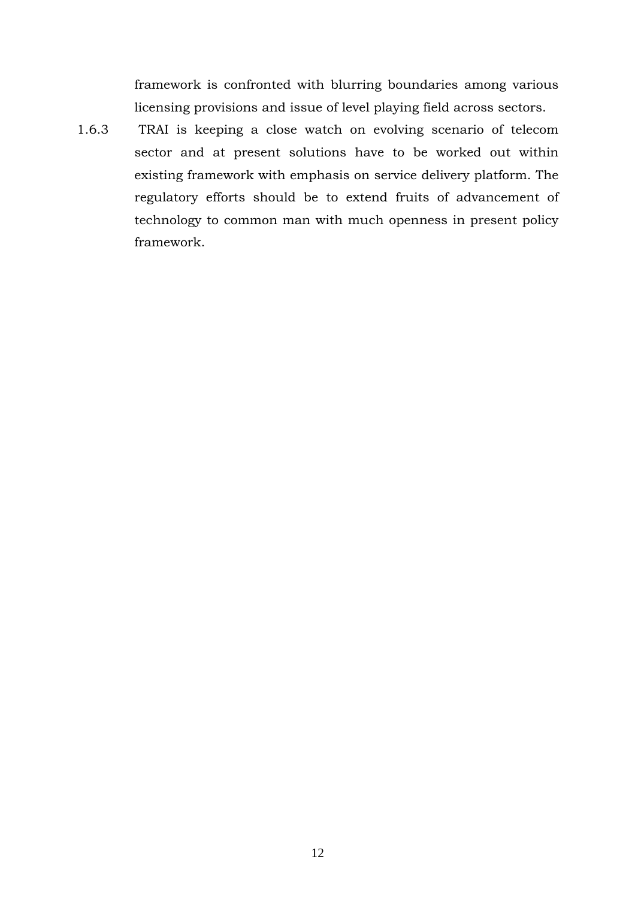framework is confronted with blurring boundaries among various licensing provisions and issue of level playing field across sectors.

1.6.3 TRAI is keeping a close watch on evolving scenario of telecom sector and at present solutions have to be worked out within existing framework with emphasis on service delivery platform. The regulatory efforts should be to extend fruits of advancement of technology to common man with much openness in present policy framework.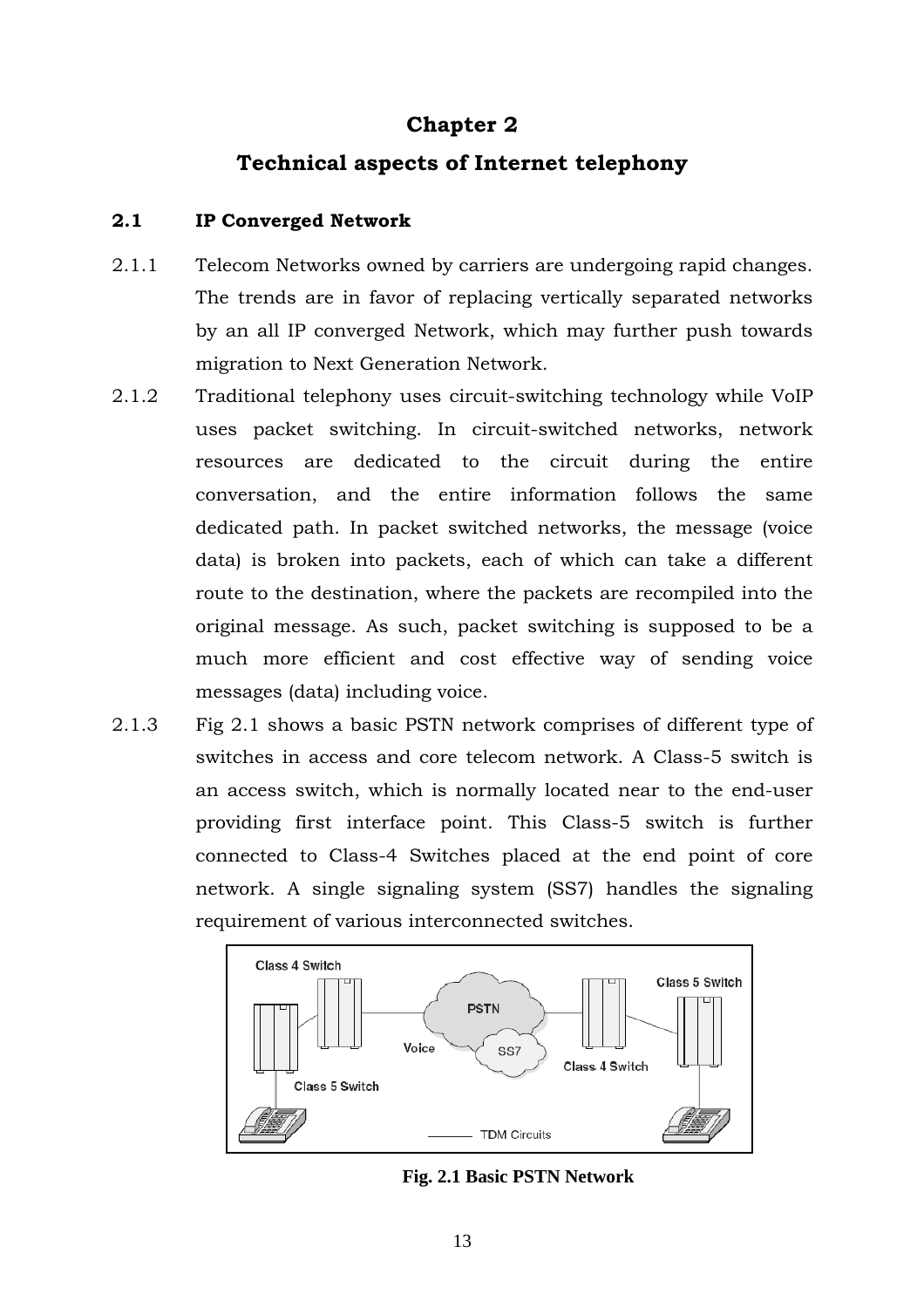# Chapter 2

# Technical aspects of Internet telephony

## 2.1 IP Converged Network

2.1.1 Telecom Networks owned by carriers are undergoing rapid changes. The trends are in favor of replacing vertically separated networks by an all IP converged Network, which may further push towards migration to Next Generation Network.

2.1.2 Traditional telephony uses circuit-switching technology while VoIP uses packet switching. In circuit-switched networks, network resources are dedicated to the circuit during the entire conversation, and the entire information follows the same dedicated path. In packet switched networks, the message (voice data) is broken into packets, each of which can take a different route to the destination, where the packets are recompiled into the original message. As such, packet switching is supposed to be a much more efficient and cost effective way of sending voice messages (data) including voice.

2.1.3 Fig 2.1 shows a basic PSTN network comprises of different type of switches in access and core telecom network. A Class-5 switch is an access switch, which is normally located near to the end-user providing first interface point. This Class-5 switch is further connected to Class-4 Switches placed at the end point of core network. A single signaling system (SS7) handles the signaling requirement of various interconnected switches.

**Fig. 2.1 Basic PSTN Network**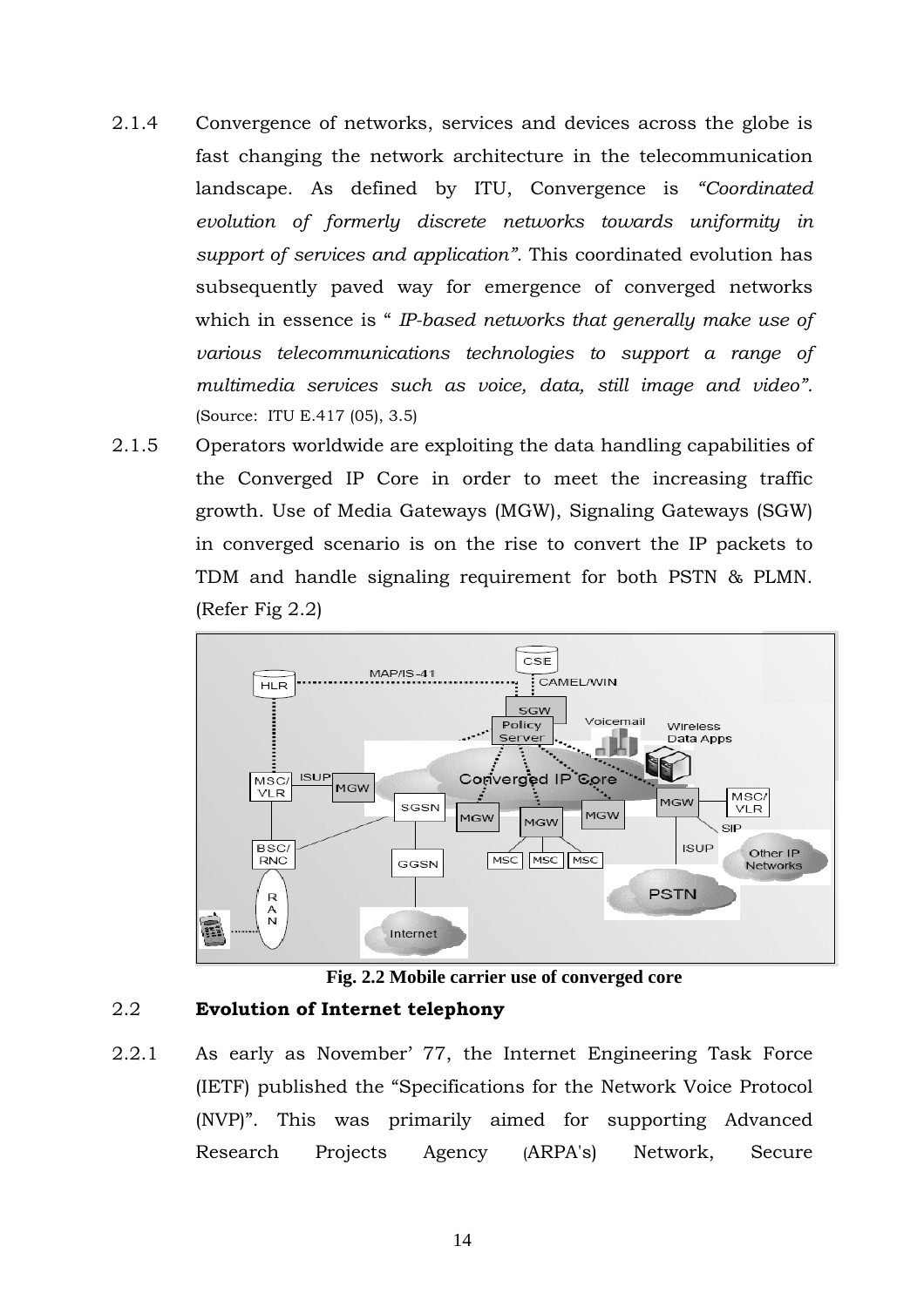2.1.4 Convergence of networks, services and devices across the globe is fast changing the network architecture in the telecommunication landscape. As defined by ITU, Convergence is *"Coordinated evolution of formerly discrete networks towards uniformity in support of services and application"*. This coordinated evolution has subsequently paved way for emergence of converged networks which in essence is " *IP-based networks that generally make use of various telecommunications technologies to support a range of multimedia services such as voice, data, still image and video".* (Source: ITU E.417 (05), 3.5)

2.1.5 Operators worldwide are exploiting the data handling capabilities of the Converged IP Core in order to meet the increasing traffic growth. Use of Media Gateways (MGW), Signaling Gateways (SGW) in converged scenario is on the rise to convert the IP packets to TDM and handle signaling requirement for both PSTN & PLMN. (Refer Fig 2.2)

**Fig. 2.2 Mobile carrier use of converged core**

## 2.2 **Evolution of Internet telephony**

2.2.1 As early as November' 77, the Internet Engineering Task Force (IETF) published the "Specifications for the Network Voice Protocol (NVP)". This was primarily aimed for supporting Advanced Research Projects Agency (ARPA's) Network, Secure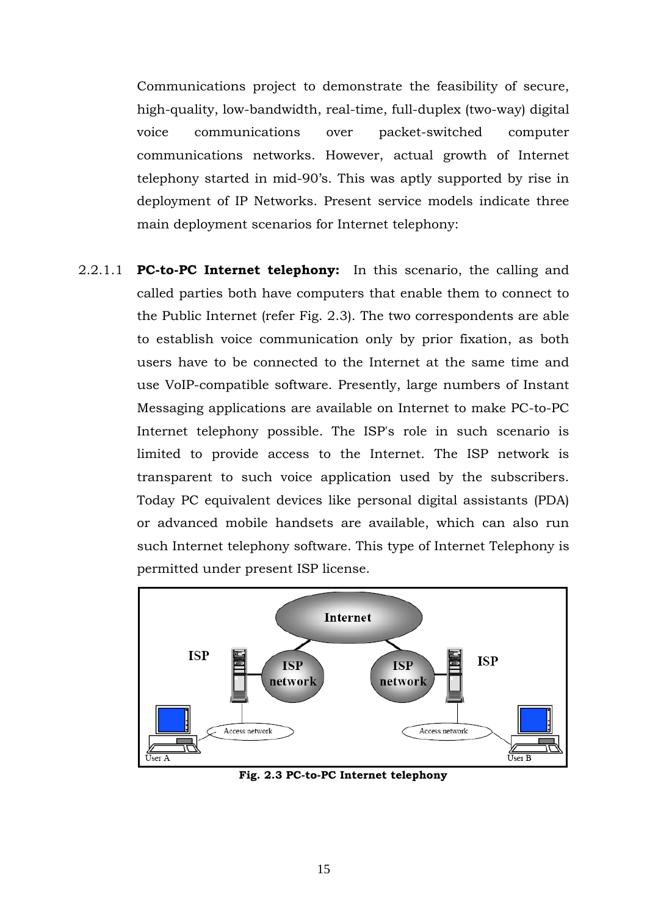Communications project to demonstrate the feasibility of secure, high-quality, low-bandwidth, real-time, full-duplex (two-way) digital voice communications over packet-switched computer communications networks. However, actual growth of Internet telephony started in mid-90's. This was aptly supported by rise in deployment of IP Networks. Present service models indicate three main deployment scenarios for Internet telephony:

2.2.1.1 **PC-to-PC Internet telephony:** In this scenario, the calling and called parties both have computers that enable them to connect to the Public Internet (refer Fig. 2.3). The two correspondents are able to establish voice communication only by prior fixation, as both users have to be connected to the Internet at the same time and use VoIP-compatible software. Presently, large numbers of Instant Messaging applications are available on Internet to make PC-to-PC Internet telephony possible. The ISP's role in such scenario is limited to provide access to the Internet. The ISP network is transparent to such voice application used by the subscribers. Today PC equivalent devices like personal digital assistants (PDA) or advanced mobile handsets are available, which can also run such Internet telephony software. This type of Internet Telephony is permitted under present ISP license.

**Fig. 2.3 PC-to-PC Internet telephony**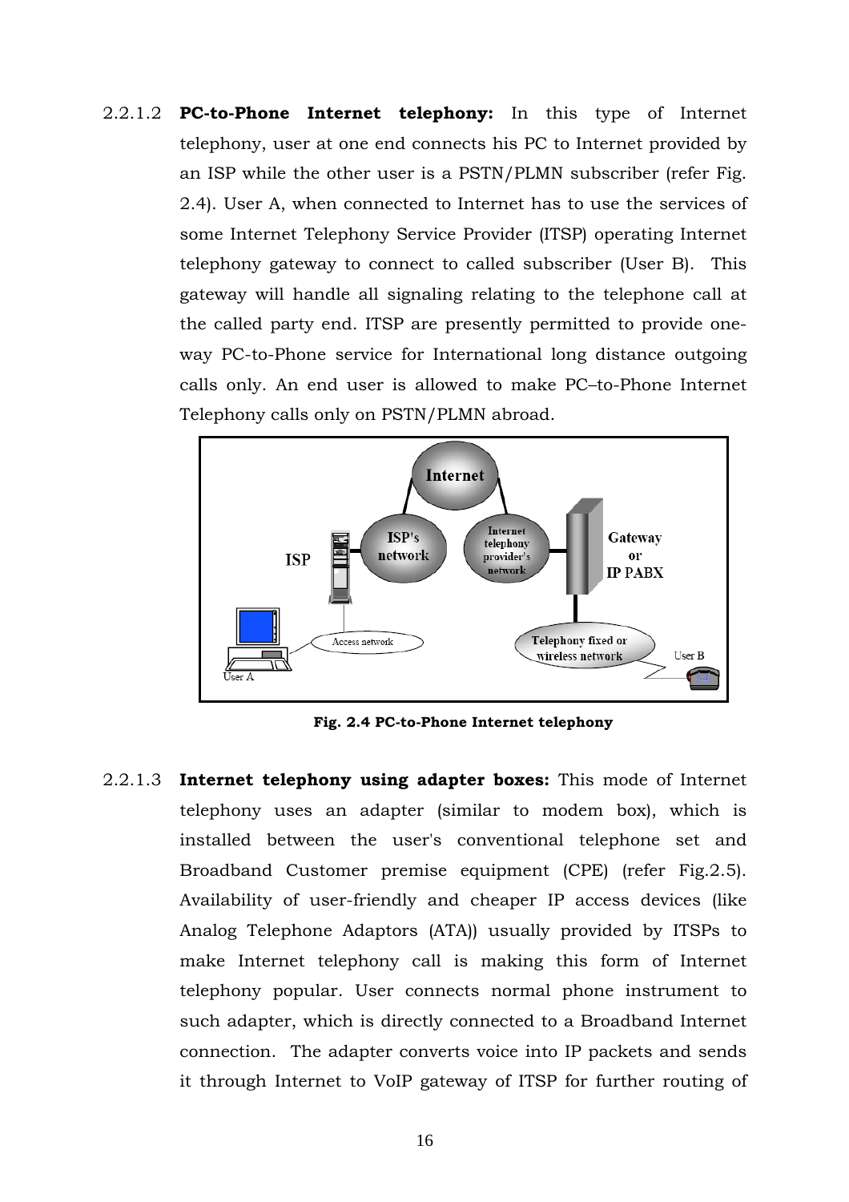2.2.1.2 **PC-to-Phone Internet telephony:** In this type of Internet telephony, user at one end connects his PC to Internet provided by an ISP while the other user is a PSTN/PLMN subscriber (refer Fig. 2.4). User A, when connected to Internet has to use the services of some Internet Telephony Service Provider (ITSP) operating Internet telephony gateway to connect to called subscriber (User B). This gateway will handle all signaling relating to the telephone call at the called party end. ITSP are presently permitted to provide one-way PC-to-Phone service for International long distance outgoing calls only. An end user is allowed to make PC–to-Phone Internet Telephony calls only on PSTN/PLMN abroad.

**Fig. 2.4 PC-to-Phone Internet telephony**

2.2.1.3 **Internet telephony using adapter boxes:** This mode of Internet telephony uses an adapter (similar to modem box), which is installed between the user's conventional telephone set and Broadband Customer premise equipment (CPE) (refer Fig.2.5). Availability of user-friendly and cheaper IP access devices (like Analog Telephone Adaptors (ATA)) usually provided by ITSPs to make Internet telephony call is making this form of Internet telephony popular. User connects normal phone instrument to such adapter, which is directly connected to a Broadband Internet connection. The adapter converts voice into IP packets and sends it through Internet to VoIP gateway of ITSP for further routing of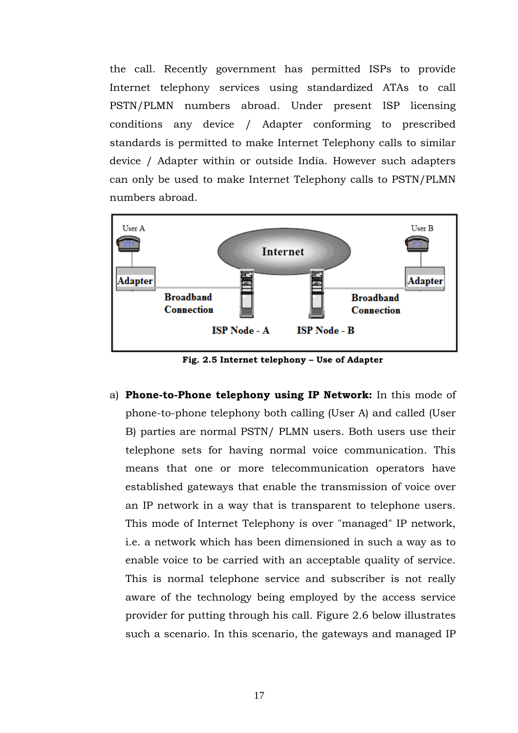the call. Recently government has permitted ISPs to provide Internet telephony services using standardized ATAs to call PSTN/PLMN numbers abroad. Under present ISP licensing conditions any device / Adapter conforming to prescribed standards is permitted to make Internet Telephony calls to similar device / Adapter within or outside India. However such adapters can only be used to make Internet Telephony calls to PSTN/PLMN numbers abroad.

**Fig. 2.5 Internet telephony – Use of Adapter**

a) **Phone-to-Phone telephony using IP Network:** In this mode of phone-to-phone telephony both calling (User A) and called (User B) parties are normal PSTN/ PLMN users. Both users use their telephone sets for having normal voice communication. This means that one or more telecommunication operators have established gateways that enable the transmission of voice over an IP network in a way that is transparent to telephone users. This mode of Internet Telephony is over "managed" IP network, i.e. a network which has been dimensioned in such a way as to enable voice to be carried with an acceptable quality of service. This is normal telephone service and subscriber is not really aware of the technology being employed by the access service provider for putting through his call. Figure 2.6 below illustrates such a scenario. In this scenario, the gateways and managed IP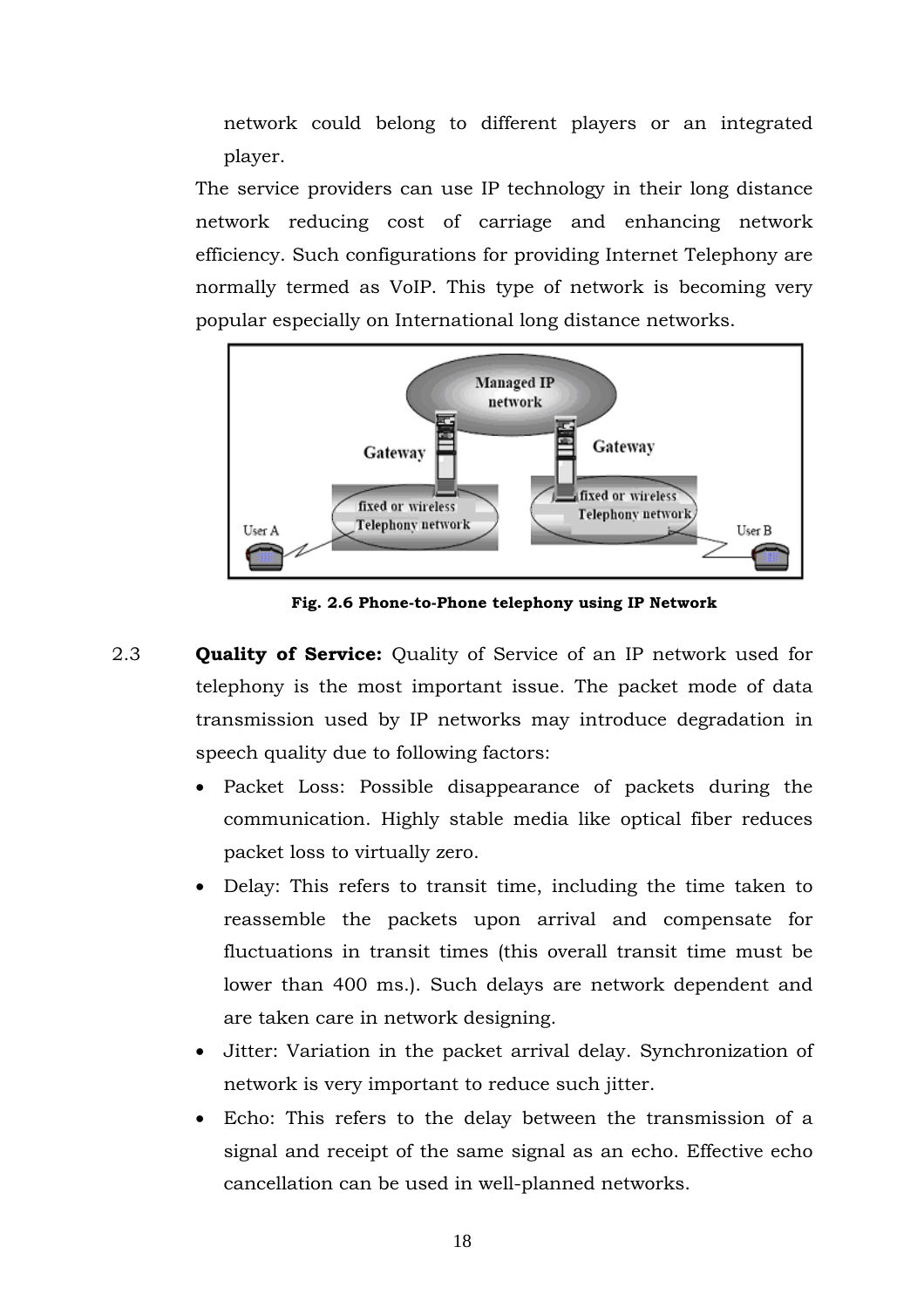network could belong to different players or an integrated player.

The service providers can use IP technology in their long distance network reducing cost of carriage and enhancing network efficiency. Such configurations for providing Internet Telephony are normally termed as VoIP. This type of network is becoming very popular especially on International long distance networks.

**Fig. 2.6 Phone-to-Phone telephony using IP Network**

2.3 **Quality of Service:** Quality of Service of an IP network used for telephony is the most important issue. The packet mode of data transmission used by IP networks may introduce degradation in speech quality due to following factors:

- Packet Loss: Possible disappearance of packets during the communication. Highly stable media like optical fiber reduces packet loss to virtually zero.
- Delay: This refers to transit time, including the time taken to reassemble the packets upon arrival and compensate for fluctuations in transit times (this overall transit time must be lower than 400 ms.). Such delays are network dependent and are taken care in network designing.
- Jitter: Variation in the packet arrival delay. Synchronization of network is very important to reduce such jitter.
- Echo: This refers to the delay between the transmission of a signal and receipt of the same signal as an echo. Effective echo cancellation can be used in well-planned networks.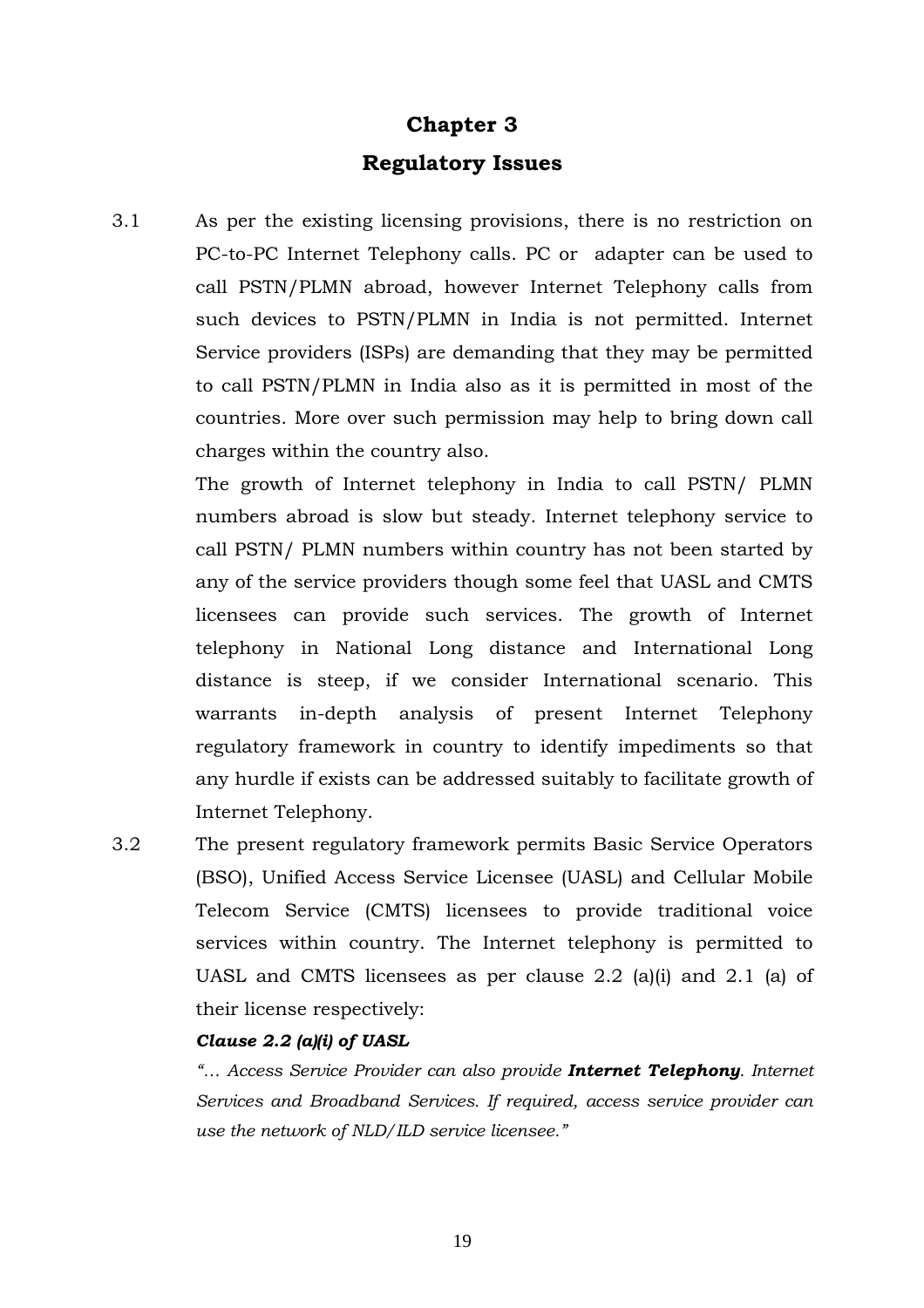# Chapter 3

## Regulatory Issues

3.1 As per the existing licensing provisions, there is no restriction on PC-to-PC Internet Telephony calls. PC or adapter can be used to call PSTN/PLMN abroad, however Internet Telephony calls from such devices to PSTN/PLMN in India is not permitted. Internet Service providers (ISPs) are demanding that they may be permitted to call PSTN/PLMN in India also as it is permitted in most of the countries. More over such permission may help to bring down call charges within the country also.

The growth of Internet telephony in India to call PSTN/ PLMN numbers abroad is slow but steady. Internet telephony service to call PSTN/ PLMN numbers within country has not been started by any of the service providers though some feel that UASL and CMTS licensees can provide such services. The growth of Internet telephony in National Long distance and International Long distance is steep, if we consider International scenario. This warrants in-depth analysis of present Internet Telephony regulatory framework in country to identify impediments so that any hurdle if exists can be addressed suitably to facilitate growth of Internet Telephony.

3.2 The present regulatory framework permits Basic Service Operators (BSO), Unified Access Service Licensee (UASL) and Cellular Mobile Telecom Service (CMTS) licensees to provide traditional voice services within country. The Internet telephony is permitted to UASL and CMTS licensees as per clause 2.2 (a)(i) and 2.1 (a) of their license respectively:

***Clause 2.2 (a)(i) of UASL***

*"… Access Service Provider can also provide **Internet Telephony**. Internet Services and Broadband Services. If required, access service provider can use the network of NLD/ILD service licensee."*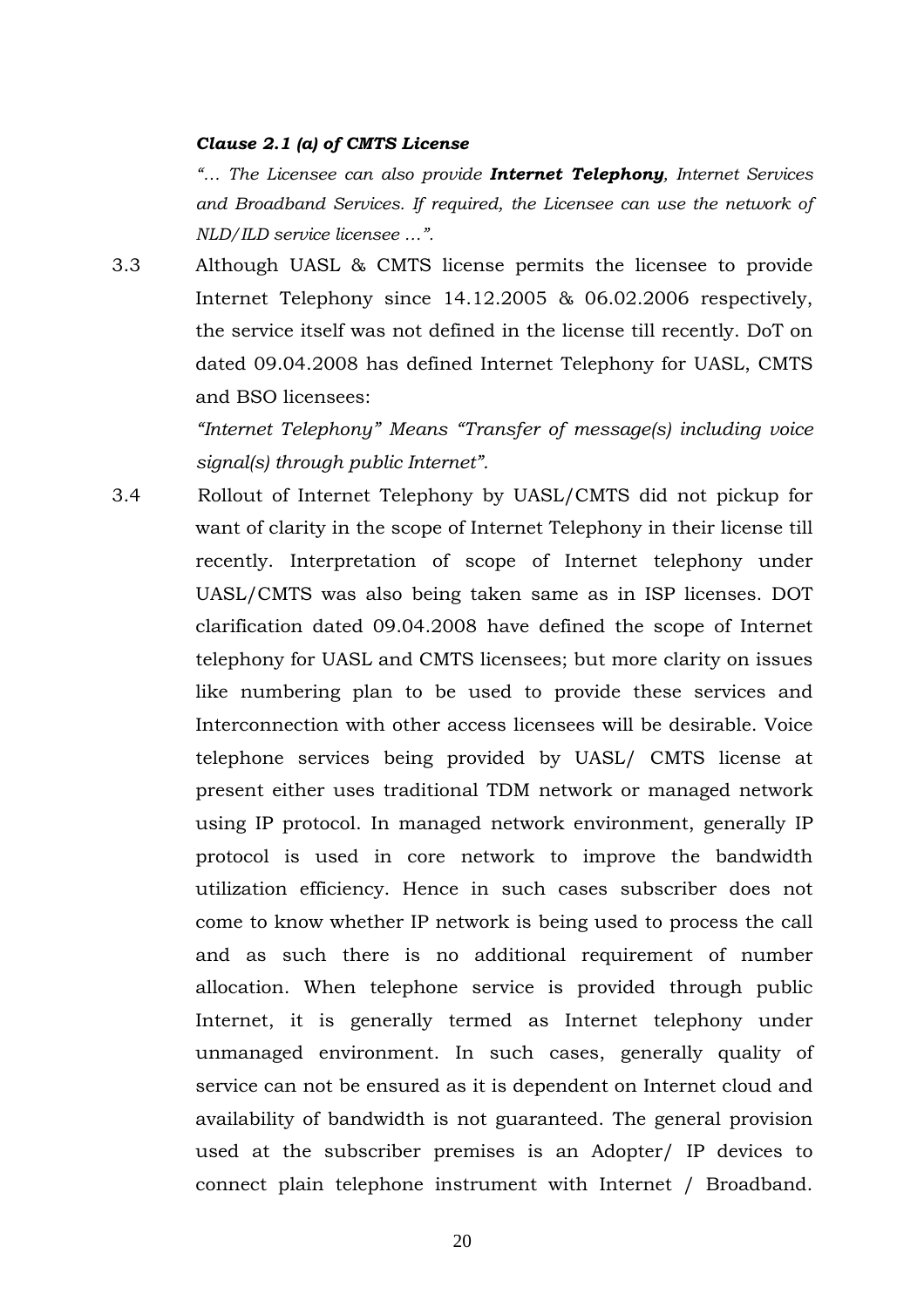***Clause 2.1 (a) of CMTS License***

*"… The Licensee can also provide **Internet Telephony**, Internet Services and Broadband Services. If required, the Licensee can use the network of NLD/ILD service licensee …".*

3.3 Although UASL & CMTS license permits the licensee to provide Internet Telephony since 14.12.2005 & 06.02.2006 respectively, the service itself was not defined in the license till recently. DoT on dated 09.04.2008 has defined Internet Telephony for UASL, CMTS and BSO licensees:

*"Internet Telephony" Means "Transfer of message(s) including voice signal(s) through public Internet".*

3.4 Rollout of Internet Telephony by UASL/CMTS did not pickup for want of clarity in the scope of Internet Telephony in their license till recently. Interpretation of scope of Internet telephony under UASL/CMTS was also being taken same as in ISP licenses. DOT clarification dated 09.04.2008 have defined the scope of Internet telephony for UASL and CMTS licensees; but more clarity on issues like numbering plan to be used to provide these services and Interconnection with other access licensees will be desirable. Voice telephone services being provided by UASL/ CMTS license at present either uses traditional TDM network or managed network using IP protocol. In managed network environment, generally IP protocol is used in core network to improve the bandwidth utilization efficiency. Hence in such cases subscriber does not come to know whether IP network is being used to process the call and as such there is no additional requirement of number allocation. When telephone service is provided through public Internet, it is generally termed as Internet telephony under unmanaged environment. In such cases, generally quality of service can not be ensured as it is dependent on Internet cloud and availability of bandwidth is not guaranteed. The general provision used at the subscriber premises is an Adopter/ IP devices to connect plain telephone instrument with Internet / Broadband.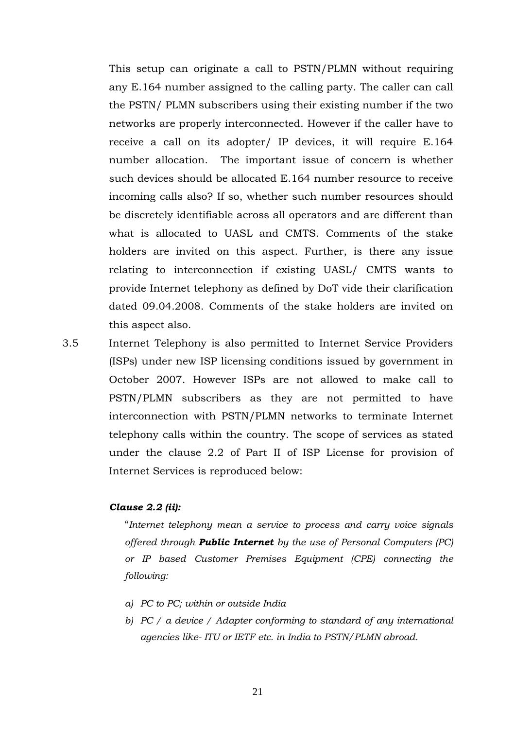This setup can originate a call to PSTN/PLMN without requiring any E.164 number assigned to the calling party. The caller can call the PSTN/ PLMN subscribers using their existing number if the two networks are properly interconnected. However if the caller have to receive a call on its adopter/ IP devices, it will require E.164 number allocation. The important issue of concern is whether such devices should be allocated E.164 number resource to receive incoming calls also? If so, whether such number resources should be discretely identifiable across all operators and are different than what is allocated to UASL and CMTS. Comments of the stake holders are invited on this aspect. Further, is there any issue relating to interconnection if existing UASL/ CMTS wants to provide Internet telephony as defined by DoT vide their clarification dated 09.04.2008. Comments of the stake holders are invited on this aspect also.

3.5 Internet Telephony is also permitted to Internet Service Providers (ISPs) under new ISP licensing conditions issued by government in October 2007. However ISPs are not allowed to make call to PSTN/PLMN subscribers as they are not permitted to have interconnection with PSTN/PLMN networks to terminate Internet telephony calls within the country. The scope of services as stated under the clause 2.2 of Part II of ISP License for provision of Internet Services is reproduced below:

***Clause 2.2 (ii):***

"*Internet telephony mean a service to process and carry voice signals offered through **Public Internet** by the use of Personal Computers (PC) or IP based Customer Premises Equipment (CPE) connecting the following:*

*a) PC to PC; within or outside India*

*b) PC / a device / Adapter conforming to standard of any international agencies like- ITU or IETF etc. in India to PSTN/PLMN abroad.*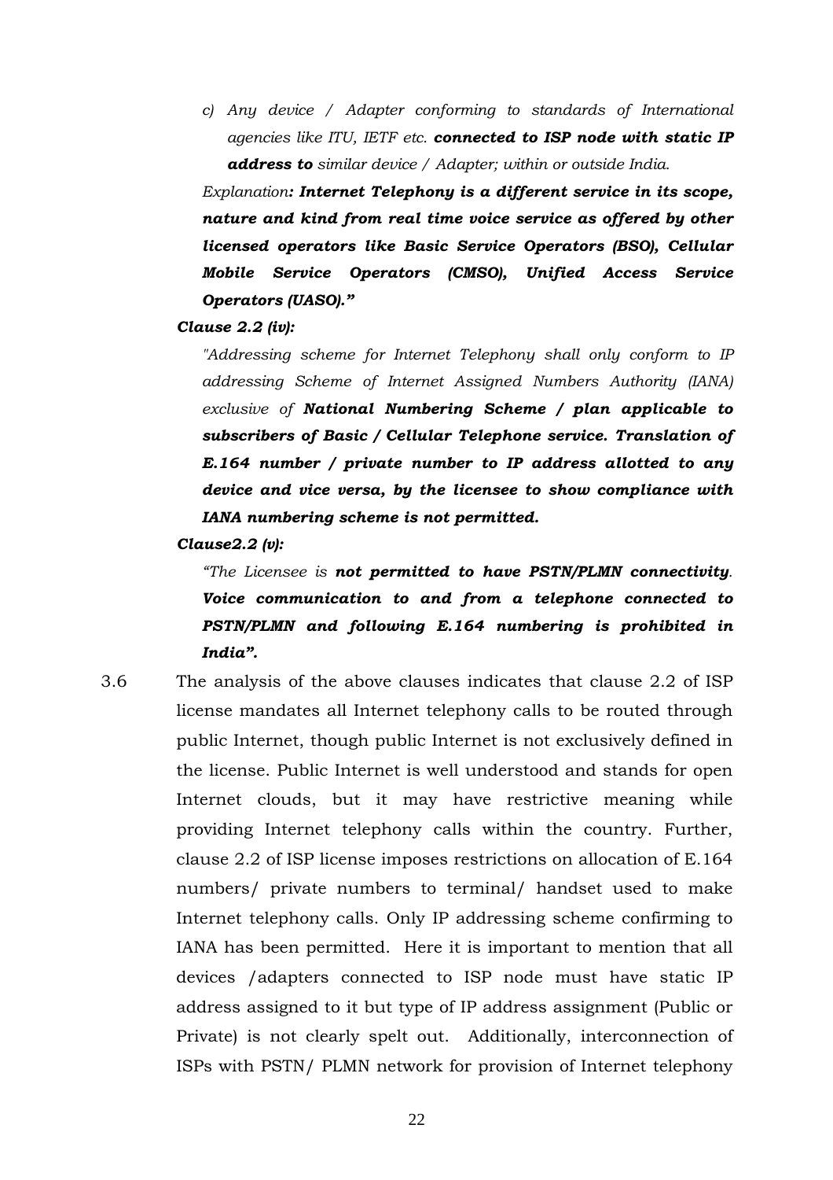c) *Any device / Adapter conforming to standards of International agencies like ITU, IETF etc.* ***connected to ISP node with static IP address to*** *similar device / Adapter; within or outside India.*

*Explanation****: Internet Telephony is a different service in its scope, nature and kind from real time voice service as offered by other licensed operators like Basic Service Operators (BSO), Cellular Mobile Service Operators (CMSO), Unified Access Service Operators (UASO)."***

***Clause 2.2 (iv):***

*"Addressing scheme for Internet Telephony shall only conform to IP addressing Scheme of Internet Assigned Numbers Authority (IANA) exclusive of* ***National Numbering Scheme / plan applicable to subscribers of Basic / Cellular Telephone service. Translation of E.164 number / private number to IP address allotted to any device and vice versa, by the licensee to show compliance with IANA numbering scheme is not permitted.***

***Clause2.2 (v):***

*"The Licensee is* ***not permitted to have PSTN/PLMN connectivity****.* ***Voice communication to and from a telephone connected to PSTN/PLMN and following E.164 numbering is prohibited in India".***

3.6 The analysis of the above clauses indicates that clause 2.2 of ISP license mandates all Internet telephony calls to be routed through public Internet, though public Internet is not exclusively defined in the license. Public Internet is well understood and stands for open Internet clouds, but it may have restrictive meaning while providing Internet telephony calls within the country. Further, clause 2.2 of ISP license imposes restrictions on allocation of E.164 numbers/ private numbers to terminal/ handset used to make Internet telephony calls. Only IP addressing scheme confirming to IANA has been permitted. Here it is important to mention that all devices /adapters connected to ISP node must have static IP address assigned to it but type of IP address assignment (Public or Private) is not clearly spelt out. Additionally, interconnection of ISPs with PSTN/ PLMN network for provision of Internet telephony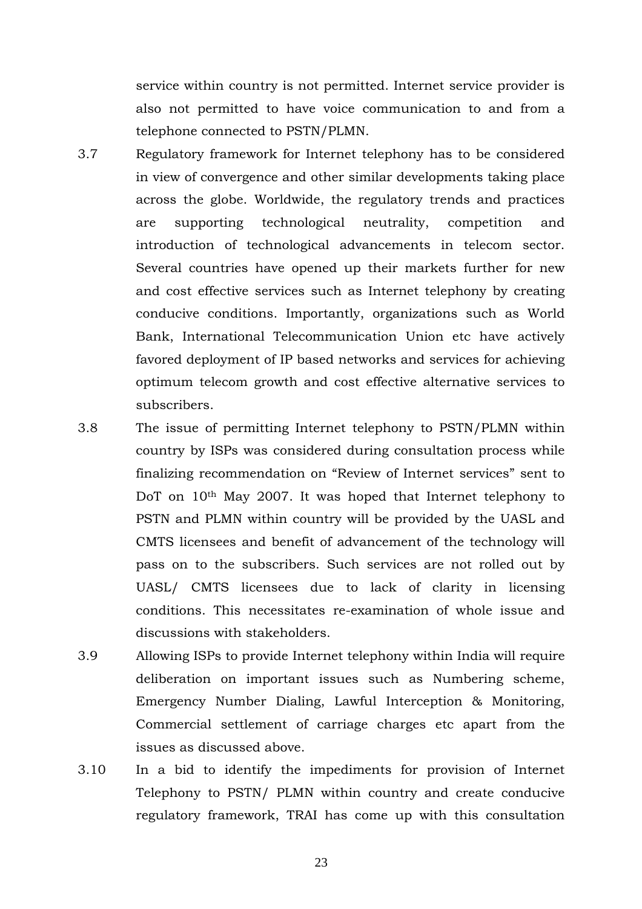service within country is not permitted. Internet service provider is also not permitted to have voice communication to and from a telephone connected to PSTN/PLMN.

3.7 Regulatory framework for Internet telephony has to be considered in view of convergence and other similar developments taking place across the globe. Worldwide, the regulatory trends and practices are supporting technological neutrality, competition and introduction of technological advancements in telecom sector. Several countries have opened up their markets further for new and cost effective services such as Internet telephony by creating conducive conditions. Importantly, organizations such as World Bank, International Telecommunication Union etc have actively favored deployment of IP based networks and services for achieving optimum telecom growth and cost effective alternative services to subscribers.

3.8 The issue of permitting Internet telephony to PSTN/PLMN within country by ISPs was considered during consultation process while finalizing recommendation on "Review of Internet services" sent to DoT on 10th May 2007. It was hoped that Internet telephony to PSTN and PLMN within country will be provided by the UASL and CMTS licensees and benefit of advancement of the technology will pass on to the subscribers. Such services are not rolled out by UASL/ CMTS licensees due to lack of clarity in licensing conditions. This necessitates re-examination of whole issue and discussions with stakeholders.

3.9 Allowing ISPs to provide Internet telephony within India will require deliberation on important issues such as Numbering scheme, Emergency Number Dialing, Lawful Interception & Monitoring, Commercial settlement of carriage charges etc apart from the issues as discussed above.

3.10 In a bid to identify the impediments for provision of Internet Telephony to PSTN/ PLMN within country and create conducive regulatory framework, TRAI has come up with this consultation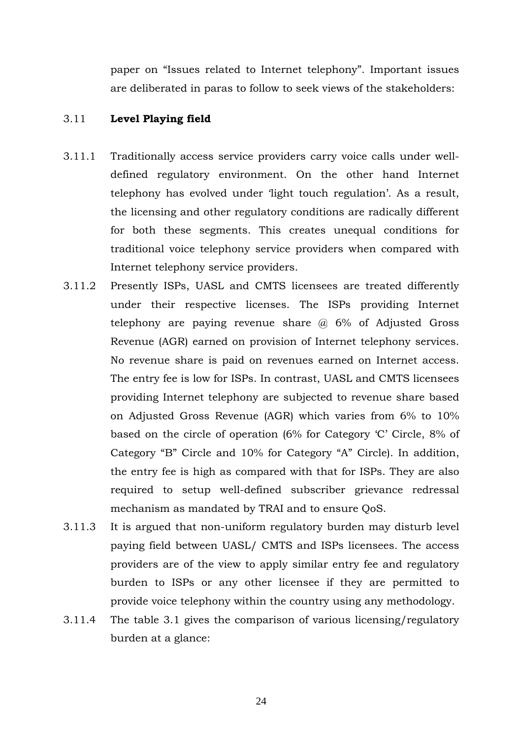paper on "Issues related to Internet telephony". Important issues are deliberated in paras to follow to seek views of the stakeholders:

### 3.11 **Level Playing field**

3.11.1 Traditionally access service providers carry voice calls under well-defined regulatory environment. On the other hand Internet telephony has evolved under 'light touch regulation'. As a result, the licensing and other regulatory conditions are radically different for both these segments. This creates unequal conditions for traditional voice telephony service providers when compared with Internet telephony service providers.

3.11.2 Presently ISPs, UASL and CMTS licensees are treated differently under their respective licenses. The ISPs providing Internet telephony are paying revenue share @ 6% of Adjusted Gross Revenue (AGR) earned on provision of Internet telephony services. No revenue share is paid on revenues earned on Internet access. The entry fee is low for ISPs. In contrast, UASL and CMTS licensees providing Internet telephony are subjected to revenue share based on Adjusted Gross Revenue (AGR) which varies from 6% to 10% based on the circle of operation (6% for Category 'C' Circle, 8% of Category "B" Circle and 10% for Category "A" Circle). In addition, the entry fee is high as compared with that for ISPs. They are also required to setup well-defined subscriber grievance redressal mechanism as mandated by TRAI and to ensure QoS.

3.11.3 It is argued that non-uniform regulatory burden may disturb level paying field between UASL/ CMTS and ISPs licensees. The access providers are of the view to apply similar entry fee and regulatory burden to ISPs or any other licensee if they are permitted to provide voice telephony within the country using any methodology.

3.11.4 The table 3.1 gives the comparison of various licensing/regulatory burden at a glance: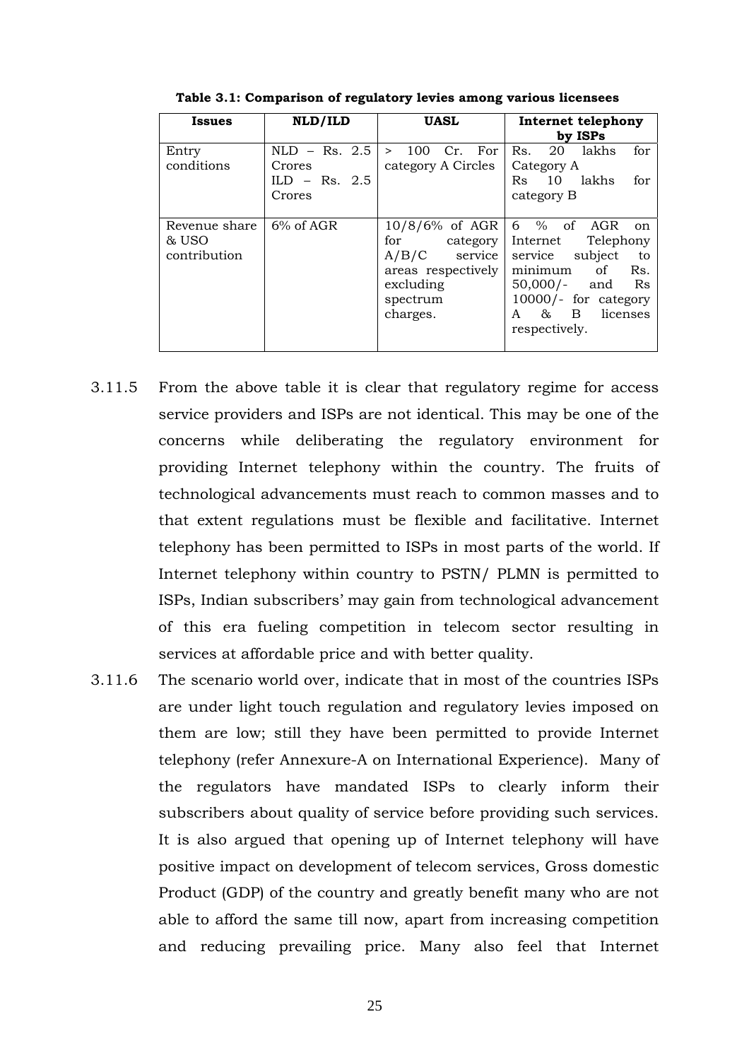**Table 3.1: Comparison of regulatory levies among various licensees**

| Issues | NLD/ILD | UASL | Internet telephony by ISPs |
|---|---|---|---|
| Entry conditions | NLD – Rs. 2.5 Crores<br>ILD – Rs. 2.5 Crores | > 100 Cr. For category A Circles | Rs. 20 lakhs for Category A<br>Rs 10 lakhs for category B |
| Revenue share & USO contribution | 6% of AGR | 10/8/6% of AGR for category A/B/C service areas respectively excluding spectrum charges. | 6 % of AGR on Internet Telephony service subject to minimum of Rs. 50,000/- and Rs 10000/- for category A & B licenses respectively. |

3.11.5 From the above table it is clear that regulatory regime for access service providers and ISPs are not identical. This may be one of the concerns while deliberating the regulatory environment for providing Internet telephony within the country. The fruits of technological advancements must reach to common masses and to that extent regulations must be flexible and facilitative. Internet telephony has been permitted to ISPs in most parts of the world. If Internet telephony within country to PSTN/ PLMN is permitted to ISPs, Indian subscribers' may gain from technological advancement of this era fueling competition in telecom sector resulting in services at affordable price and with better quality.

3.11.6 The scenario world over, indicate that in most of the countries ISPs are under light touch regulation and regulatory levies imposed on them are low; still they have been permitted to provide Internet telephony (refer Annexure-A on International Experience). Many of the regulators have mandated ISPs to clearly inform their subscribers about quality of service before providing such services. It is also argued that opening up of Internet telephony will have positive impact on development of telecom services, Gross domestic Product (GDP) of the country and greatly benefit many who are not able to afford the same till now, apart from increasing competition and reducing prevailing price. Many also feel that Internet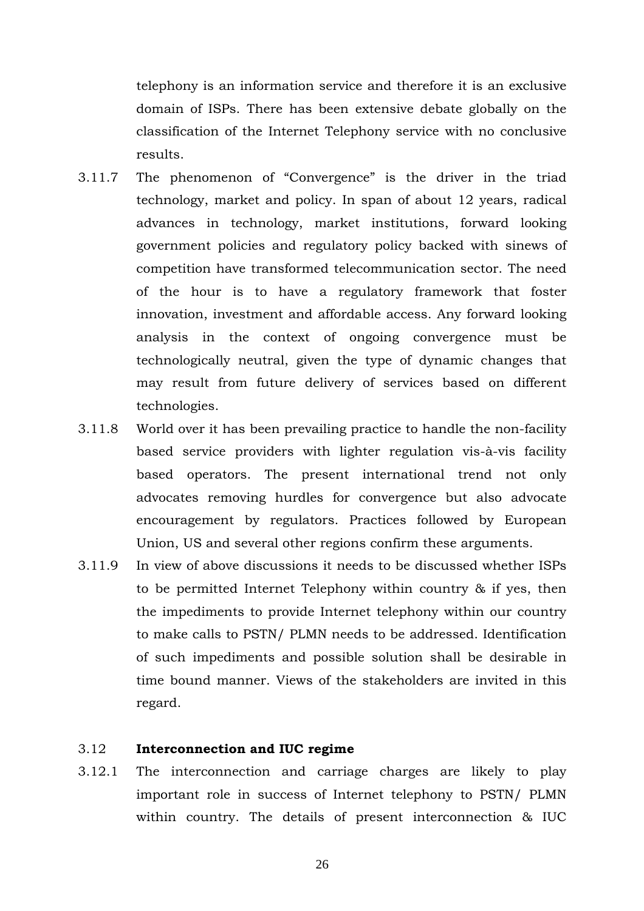telephony is an information service and therefore it is an exclusive domain of ISPs. There has been extensive debate globally on the classification of the Internet Telephony service with no conclusive results.

3.11.7 The phenomenon of "Convergence" is the driver in the triad technology, market and policy. In span of about 12 years, radical advances in technology, market institutions, forward looking government policies and regulatory policy backed with sinews of competition have transformed telecommunication sector. The need of the hour is to have a regulatory framework that foster innovation, investment and affordable access. Any forward looking analysis in the context of ongoing convergence must be technologically neutral, given the type of dynamic changes that may result from future delivery of services based on different technologies.

3.11.8 World over it has been prevailing practice to handle the non-facility based service providers with lighter regulation vis-à-vis facility based operators. The present international trend not only advocates removing hurdles for convergence but also advocate encouragement by regulators. Practices followed by European Union, US and several other regions confirm these arguments.

3.11.9 In view of above discussions it needs to be discussed whether ISPs to be permitted Internet Telephony within country & if yes, then the impediments to provide Internet telephony within our country to make calls to PSTN/ PLMN needs to be addressed. Identification of such impediments and possible solution shall be desirable in time bound manner. Views of the stakeholders are invited in this regard.

### 3.12 **Interconnection and IUC regime**

3.12.1 The interconnection and carriage charges are likely to play important role in success of Internet telephony to PSTN/ PLMN within country. The details of present interconnection & IUC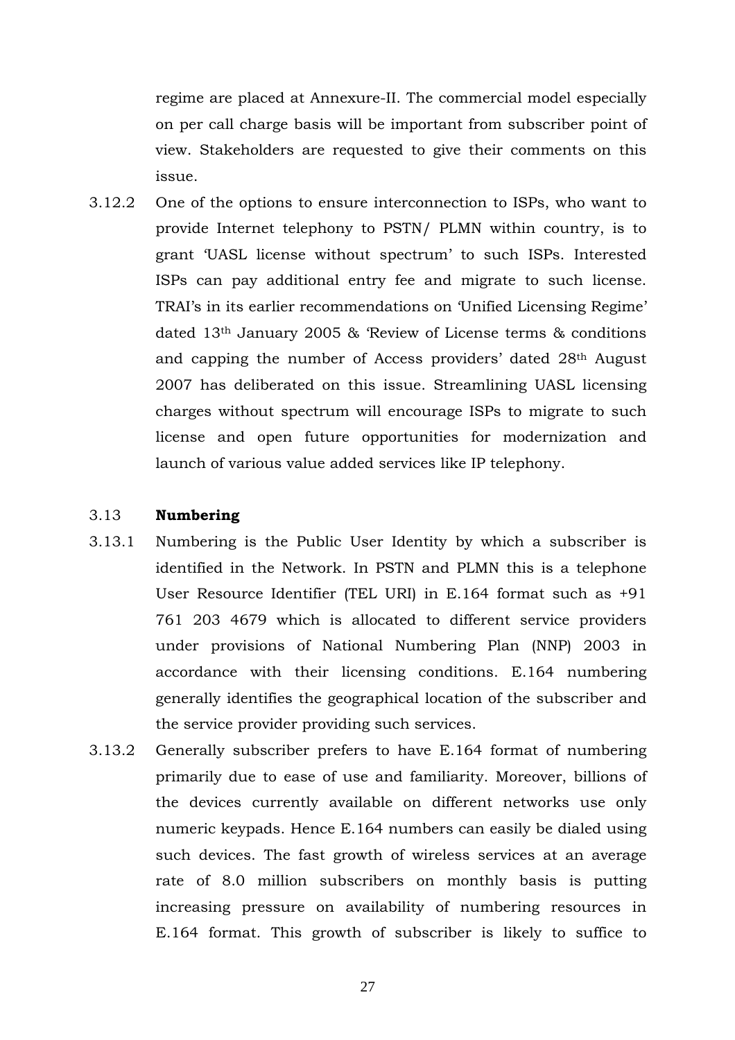regime are placed at Annexure-II. The commercial model especially on per call charge basis will be important from subscriber point of view. Stakeholders are requested to give their comments on this issue.

3.12.2 One of the options to ensure interconnection to ISPs, who want to provide Internet telephony to PSTN/ PLMN within country, is to grant 'UASL license without spectrum' to such ISPs. Interested ISPs can pay additional entry fee and migrate to such license. TRAI's in its earlier recommendations on 'Unified Licensing Regime' dated 13th January 2005 & 'Review of License terms & conditions and capping the number of Access providers' dated 28th August 2007 has deliberated on this issue. Streamlining UASL licensing charges without spectrum will encourage ISPs to migrate to such license and open future opportunities for modernization and launch of various value added services like IP telephony.

### 3.13 Numbering

3.13.1 Numbering is the Public User Identity by which a subscriber is identified in the Network. In PSTN and PLMN this is a telephone User Resource Identifier (TEL URI) in E.164 format such as +91 761 203 4679 which is allocated to different service providers under provisions of National Numbering Plan (NNP) 2003 in accordance with their licensing conditions. E.164 numbering generally identifies the geographical location of the subscriber and the service provider providing such services.

3.13.2 Generally subscriber prefers to have E.164 format of numbering primarily due to ease of use and familiarity. Moreover, billions of the devices currently available on different networks use only numeric keypads. Hence E.164 numbers can easily be dialed using such devices. The fast growth of wireless services at an average rate of 8.0 million subscribers on monthly basis is putting increasing pressure on availability of numbering resources in E.164 format. This growth of subscriber is likely to suffice to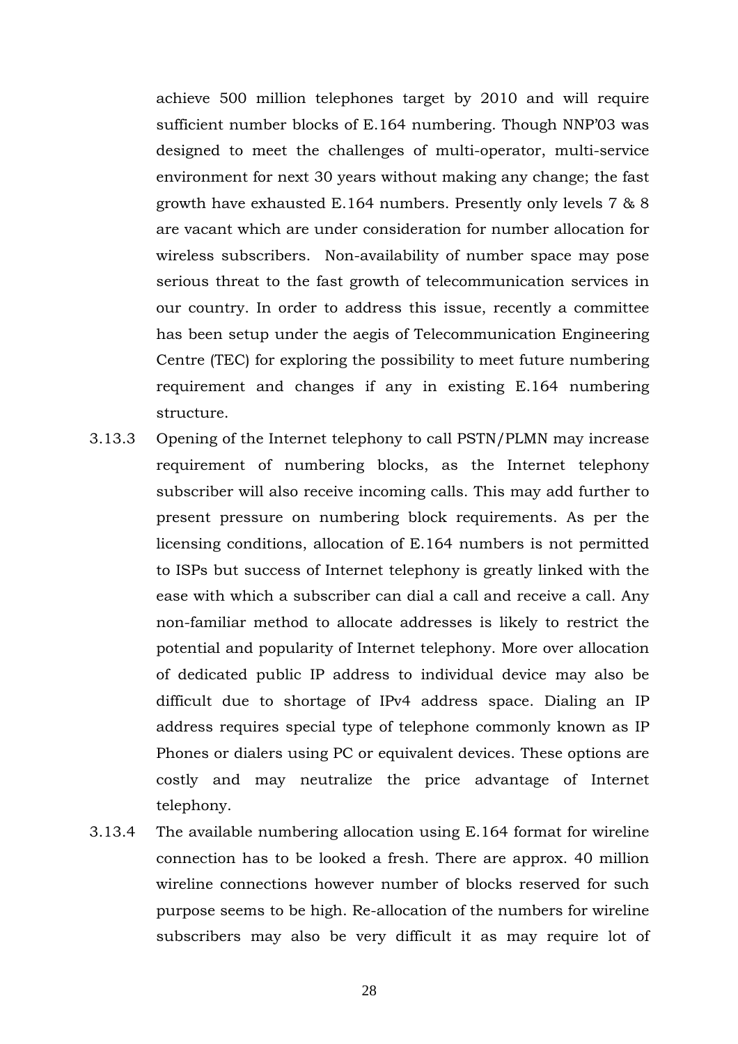achieve 500 million telephones target by 2010 and will require sufficient number blocks of E.164 numbering. Though NNP'03 was designed to meet the challenges of multi-operator, multi-service environment for next 30 years without making any change; the fast growth have exhausted E.164 numbers. Presently only levels 7 & 8 are vacant which are under consideration for number allocation for wireless subscribers. Non-availability of number space may pose serious threat to the fast growth of telecommunication services in our country. In order to address this issue, recently a committee has been setup under the aegis of Telecommunication Engineering Centre (TEC) for exploring the possibility to meet future numbering requirement and changes if any in existing E.164 numbering structure.

3.13.3 Opening of the Internet telephony to call PSTN/PLMN may increase requirement of numbering blocks, as the Internet telephony subscriber will also receive incoming calls. This may add further to present pressure on numbering block requirements. As per the licensing conditions, allocation of E.164 numbers is not permitted to ISPs but success of Internet telephony is greatly linked with the ease with which a subscriber can dial a call and receive a call. Any non-familiar method to allocate addresses is likely to restrict the potential and popularity of Internet telephony. More over allocation of dedicated public IP address to individual device may also be difficult due to shortage of IPv4 address space. Dialing an IP address requires special type of telephone commonly known as IP Phones or dialers using PC or equivalent devices. These options are costly and may neutralize the price advantage of Internet telephony.

3.13.4 The available numbering allocation using E.164 format for wireline connection has to be looked a fresh. There are approx. 40 million wireline connections however number of blocks reserved for such purpose seems to be high. Re-allocation of the numbers for wireline subscribers may also be very difficult it as may require lot of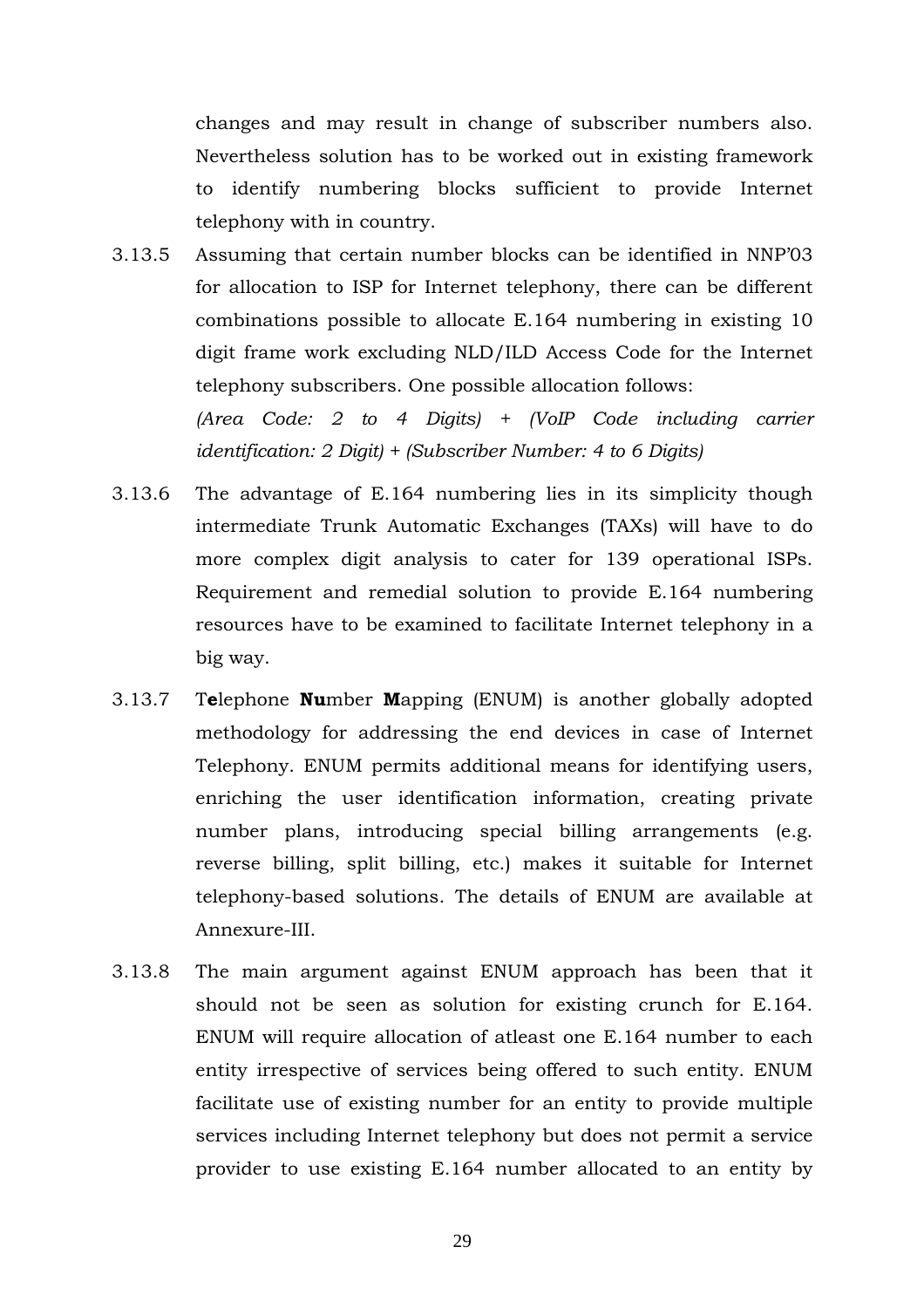changes and may result in change of subscriber numbers also. Nevertheless solution has to be worked out in existing framework to identify numbering blocks sufficient to provide Internet telephony with in country.

3.13.5 Assuming that certain number blocks can be identified in NNP'03 for allocation to ISP for Internet telephony, there can be different combinations possible to allocate E.164 numbering in existing 10 digit frame work excluding NLD/ILD Access Code for the Internet telephony subscribers. One possible allocation follows:

*(Area Code: 2 to 4 Digits) + (VoIP Code including carrier identification: 2 Digit) + (Subscriber Number: 4 to 6 Digits)*

3.13.6 The advantage of E.164 numbering lies in its simplicity though intermediate Trunk Automatic Exchanges (TAXs) will have to do more complex digit analysis to cater for 139 operational ISPs. Requirement and remedial solution to provide E.164 numbering resources have to be examined to facilitate Internet telephony in a big way.

3.13.7 T**e**lephone **Nu**mber **M**apping (ENUM) is another globally adopted methodology for addressing the end devices in case of Internet Telephony. ENUM permits additional means for identifying users, enriching the user identification information, creating private number plans, introducing special billing arrangements (e.g. reverse billing, split billing, etc.) makes it suitable for Internet telephony-based solutions. The details of ENUM are available at Annexure-III.

3.13.8 The main argument against ENUM approach has been that it should not be seen as solution for existing crunch for E.164. ENUM will require allocation of atleast one E.164 number to each entity irrespective of services being offered to such entity. ENUM facilitate use of existing number for an entity to provide multiple services including Internet telephony but does not permit a service provider to use existing E.164 number allocated to an entity by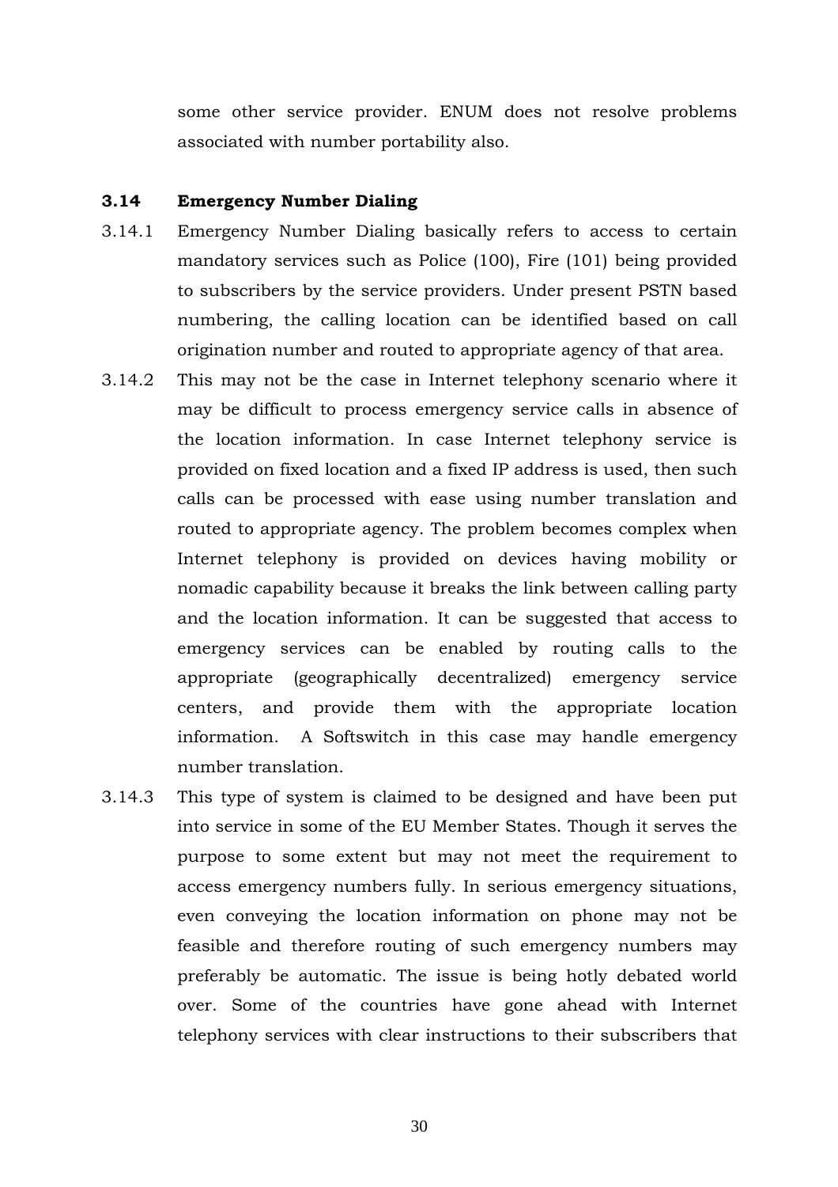some other service provider. ENUM does not resolve problems associated with number portability also.

### 3.14 Emergency Number Dialing

3.14.1 Emergency Number Dialing basically refers to access to certain mandatory services such as Police (100), Fire (101) being provided to subscribers by the service providers. Under present PSTN based numbering, the calling location can be identified based on call origination number and routed to appropriate agency of that area.

3.14.2 This may not be the case in Internet telephony scenario where it may be difficult to process emergency service calls in absence of the location information. In case Internet telephony service is provided on fixed location and a fixed IP address is used, then such calls can be processed with ease using number translation and routed to appropriate agency. The problem becomes complex when Internet telephony is provided on devices having mobility or nomadic capability because it breaks the link between calling party and the location information. It can be suggested that access to emergency services can be enabled by routing calls to the appropriate (geographically decentralized) emergency service centers, and provide them with the appropriate location information. A Softswitch in this case may handle emergency number translation.

3.14.3 This type of system is claimed to be designed and have been put into service in some of the EU Member States. Though it serves the purpose to some extent but may not meet the requirement to access emergency numbers fully. In serious emergency situations, even conveying the location information on phone may not be feasible and therefore routing of such emergency numbers may preferably be automatic. The issue is being hotly debated world over. Some of the countries have gone ahead with Internet telephony services with clear instructions to their subscribers that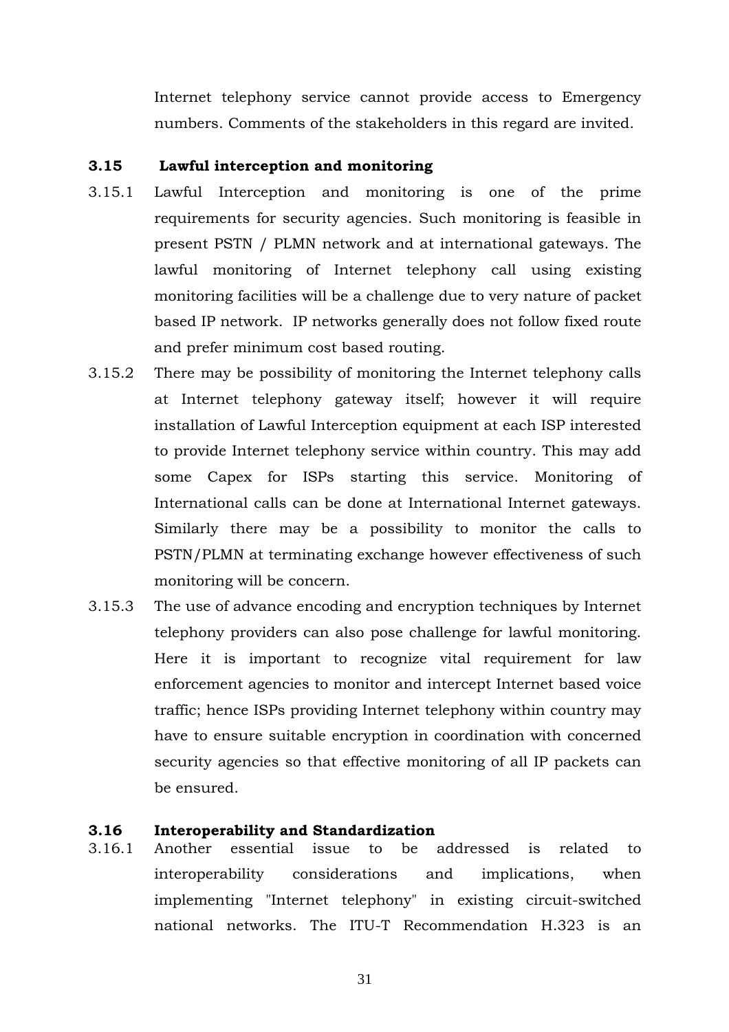Internet telephony service cannot provide access to Emergency numbers. Comments of the stakeholders in this regard are invited.

### 3.15 Lawful interception and monitoring

3.15.1 Lawful Interception and monitoring is one of the prime requirements for security agencies. Such monitoring is feasible in present PSTN / PLMN network and at international gateways. The lawful monitoring of Internet telephony call using existing monitoring facilities will be a challenge due to very nature of packet based IP network. IP networks generally does not follow fixed route and prefer minimum cost based routing.

3.15.2 There may be possibility of monitoring the Internet telephony calls at Internet telephony gateway itself; however it will require installation of Lawful Interception equipment at each ISP interested to provide Internet telephony service within country. This may add some Capex for ISPs starting this service. Monitoring of International calls can be done at International Internet gateways. Similarly there may be a possibility to monitor the calls to PSTN/PLMN at terminating exchange however effectiveness of such monitoring will be concern.

3.15.3 The use of advance encoding and encryption techniques by Internet telephony providers can also pose challenge for lawful monitoring. Here it is important to recognize vital requirement for law enforcement agencies to monitor and intercept Internet based voice traffic; hence ISPs providing Internet telephony within country may have to ensure suitable encryption in coordination with concerned security agencies so that effective monitoring of all IP packets can be ensured.

### 3.16 Interoperability and Standardization

3.16.1 Another essential issue to be addressed is related to interoperability considerations and implications, when implementing "Internet telephony" in existing circuit-switched national networks. The ITU-T Recommendation H.323 is an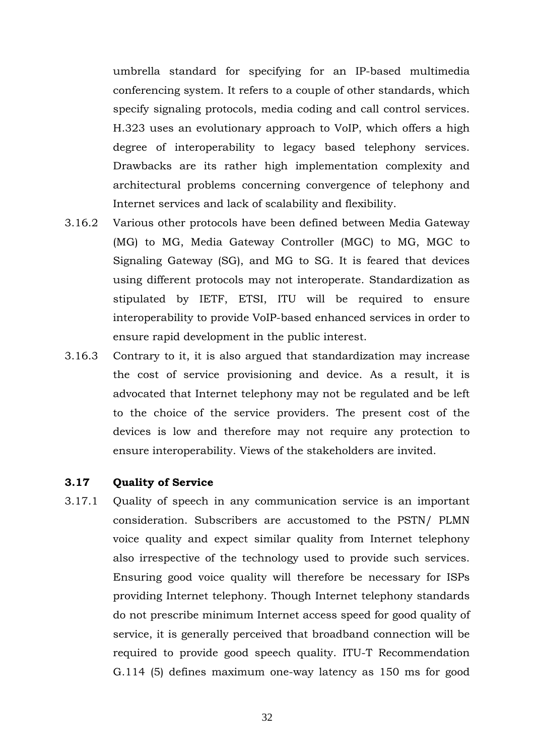umbrella standard for specifying for an IP-based multimedia conferencing system. It refers to a couple of other standards, which specify signaling protocols, media coding and call control services. H.323 uses an evolutionary approach to VoIP, which offers a high degree of interoperability to legacy based telephony services. Drawbacks are its rather high implementation complexity and architectural problems concerning convergence of telephony and Internet services and lack of scalability and flexibility.

3.16.2 Various other protocols have been defined between Media Gateway (MG) to MG, Media Gateway Controller (MGC) to MG, MGC to Signaling Gateway (SG), and MG to SG. It is feared that devices using different protocols may not interoperate. Standardization as stipulated by IETF, ETSI, ITU will be required to ensure interoperability to provide VoIP-based enhanced services in order to ensure rapid development in the public interest.

3.16.3 Contrary to it, it is also argued that standardization may increase the cost of service provisioning and device. As a result, it is advocated that Internet telephony may not be regulated and be left to the choice of the service providers. The present cost of the devices is low and therefore may not require any protection to ensure interoperability. Views of the stakeholders are invited.

### 3.17 Quality of Service

3.17.1 Quality of speech in any communication service is an important consideration. Subscribers are accustomed to the PSTN/ PLMN voice quality and expect similar quality from Internet telephony also irrespective of the technology used to provide such services. Ensuring good voice quality will therefore be necessary for ISPs providing Internet telephony. Though Internet telephony standards do not prescribe minimum Internet access speed for good quality of service, it is generally perceived that broadband connection will be required to provide good speech quality. ITU-T Recommendation G.114 (5) defines maximum one-way latency as 150 ms for good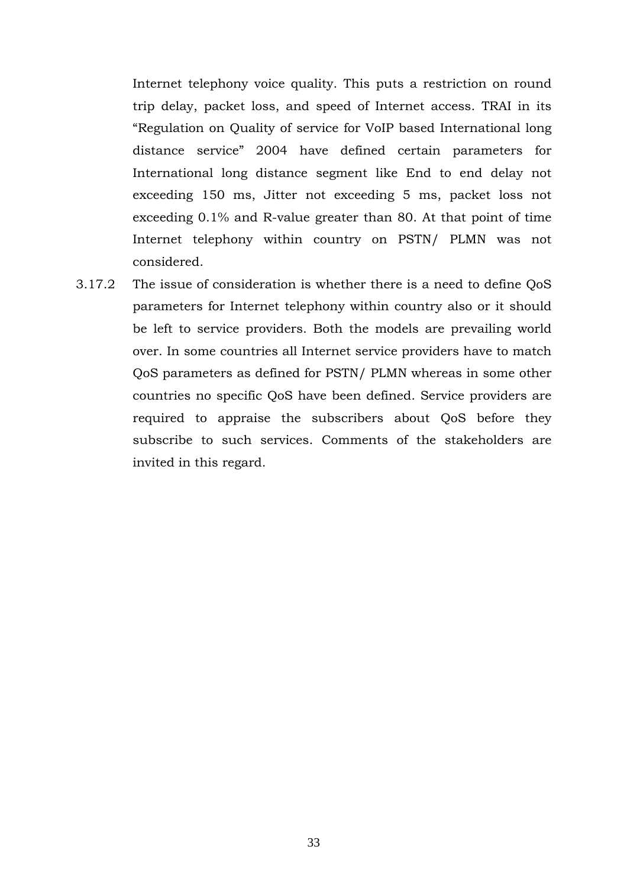Internet telephony voice quality. This puts a restriction on round trip delay, packet loss, and speed of Internet access. TRAI in its "Regulation on Quality of service for VoIP based International long distance service" 2004 have defined certain parameters for International long distance segment like End to end delay not exceeding 150 ms, Jitter not exceeding 5 ms, packet loss not exceeding 0.1% and R-value greater than 80. At that point of time Internet telephony within country on PSTN/ PLMN was not considered.

3.17.2 The issue of consideration is whether there is a need to define QoS parameters for Internet telephony within country also or it should be left to service providers. Both the models are prevailing world over. In some countries all Internet service providers have to match QoS parameters as defined for PSTN/ PLMN whereas in some other countries no specific QoS have been defined. Service providers are required to appraise the subscribers about QoS before they subscribe to such services. Comments of the stakeholders are invited in this regard.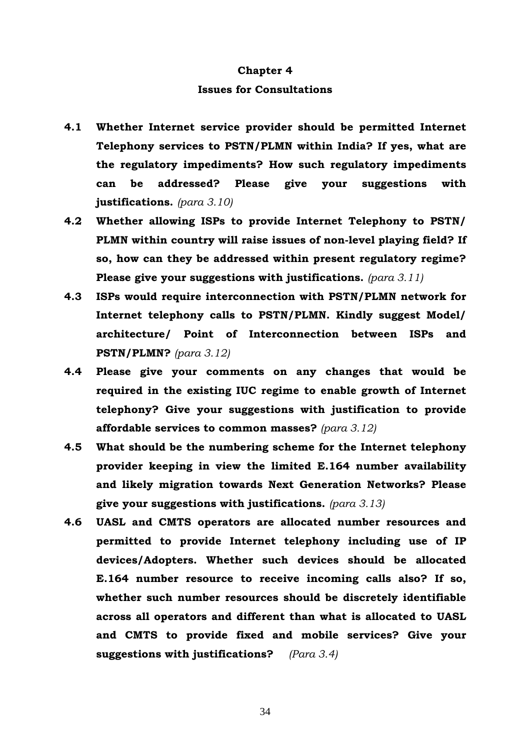# Chapter 4

## Issues for Consultations

**4.1 Whether Internet service provider should be permitted Internet Telephony services to PSTN/PLMN within India? If yes, what are the regulatory impediments? How such regulatory impediments can be addressed? Please give your suggestions with justifications.** *(para 3.10)*

**4.2 Whether allowing ISPs to provide Internet Telephony to PSTN/ PLMN within country will raise issues of non-level playing field? If so, how can they be addressed within present regulatory regime? Please give your suggestions with justifications.** *(para 3.11)*

**4.3 ISPs would require interconnection with PSTN/PLMN network for Internet telephony calls to PSTN/PLMN. Kindly suggest Model/ architecture/ Point of Interconnection between ISPs and PSTN/PLMN?** *(para 3.12)*

**4.4 Please give your comments on any changes that would be required in the existing IUC regime to enable growth of Internet telephony? Give your suggestions with justification to provide affordable services to common masses?** *(para 3.12)*

**4.5 What should be the numbering scheme for the Internet telephony provider keeping in view the limited E.164 number availability and likely migration towards Next Generation Networks? Please give your suggestions with justifications.** *(para 3.13)*

**4.6 UASL and CMTS operators are allocated number resources and permitted to provide Internet telephony including use of IP devices/Adopters. Whether such devices should be allocated E.164 number resource to receive incoming calls also? If so, whether such number resources should be discretely identifiable across all operators and different than what is allocated to UASL and CMTS to provide fixed and mobile services? Give your suggestions with justifications?** *(Para 3.4)*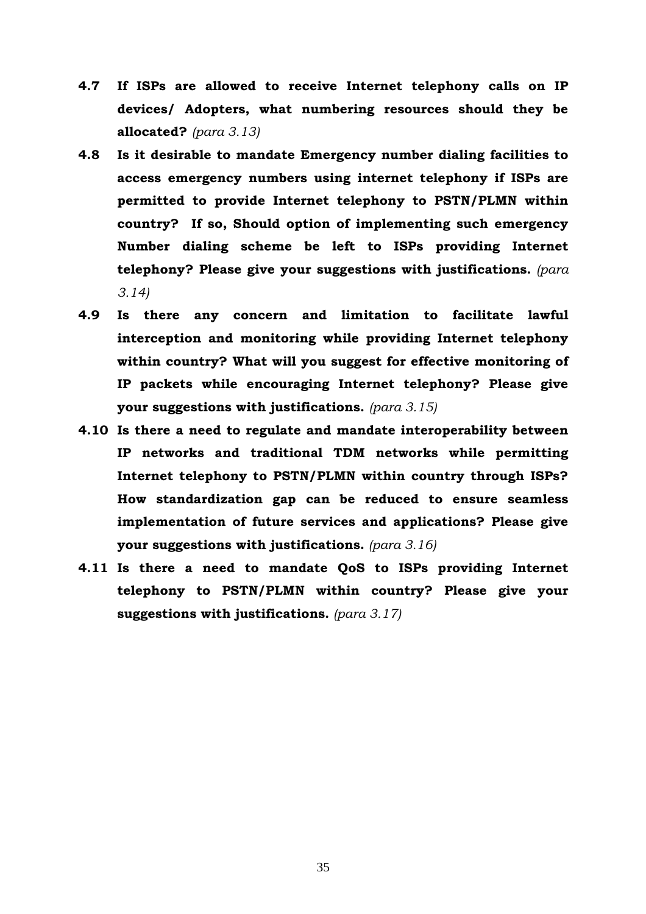**4.7 If ISPs are allowed to receive Internet telephony calls on IP devices/ Adopters, what numbering resources should they be allocated?** *(para 3.13)*

**4.8 Is it desirable to mandate Emergency number dialing facilities to access emergency numbers using internet telephony if ISPs are permitted to provide Internet telephony to PSTN/PLMN within country? If so, Should option of implementing such emergency Number dialing scheme be left to ISPs providing Internet telephony? Please give your suggestions with justifications.** *(para 3.14)*

**4.9 Is there any concern and limitation to facilitate lawful interception and monitoring while providing Internet telephony within country? What will you suggest for effective monitoring of IP packets while encouraging Internet telephony? Please give your suggestions with justifications.** *(para 3.15)*

**4.10 Is there a need to regulate and mandate interoperability between IP networks and traditional TDM networks while permitting Internet telephony to PSTN/PLMN within country through ISPs? How standardization gap can be reduced to ensure seamless implementation of future services and applications? Please give your suggestions with justifications.** *(para 3.16)*

**4.11 Is there a need to mandate QoS to ISPs providing Internet telephony to PSTN/PLMN within country? Please give your suggestions with justifications.** *(para 3.17)*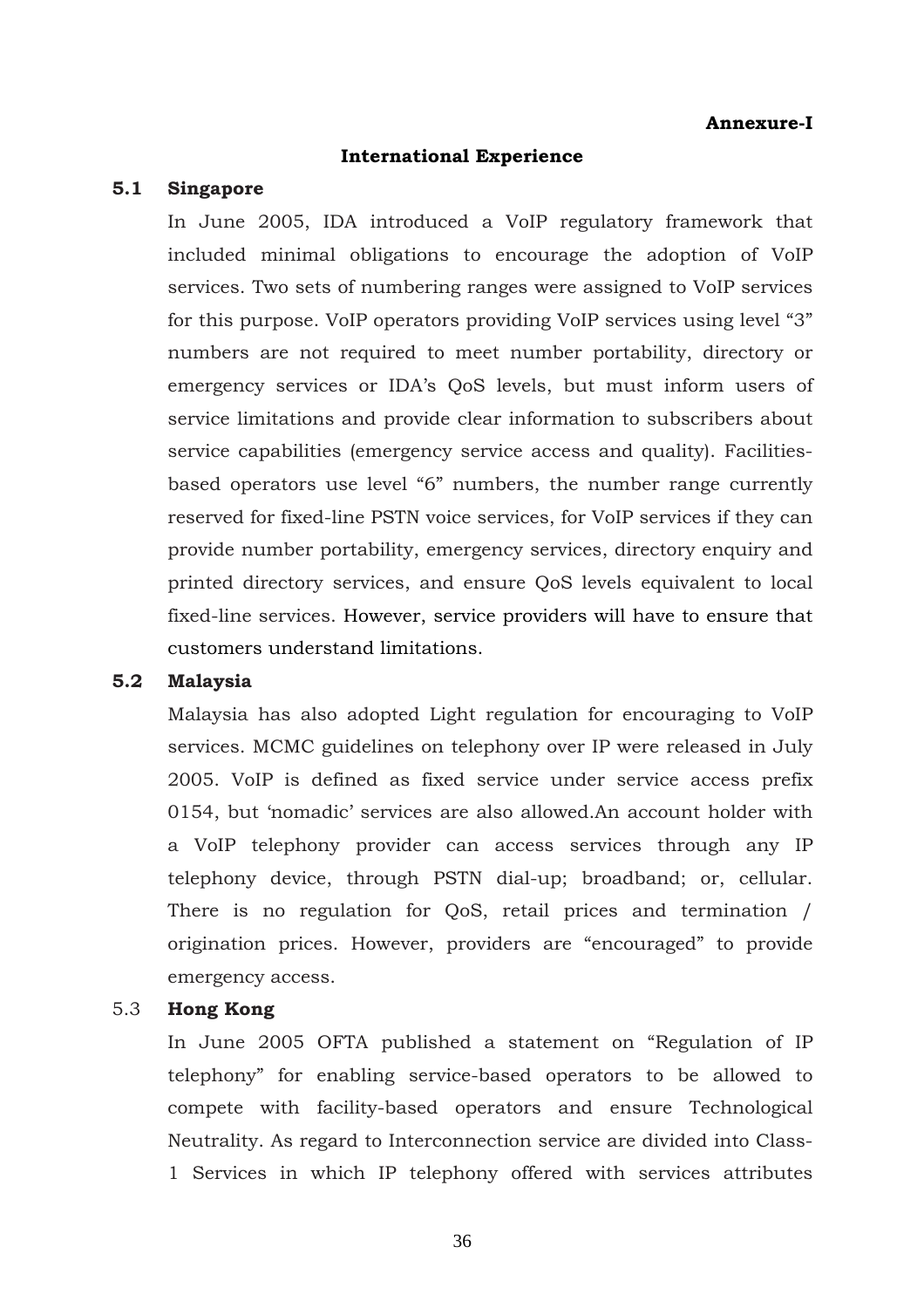**Annexure-I**

## International Experience

### 5.1 Singapore

In June 2005, IDA introduced a VoIP regulatory framework that included minimal obligations to encourage the adoption of VoIP services. Two sets of numbering ranges were assigned to VoIP services for this purpose. VoIP operators providing VoIP services using level "3" numbers are not required to meet number portability, directory or emergency services or IDA's QoS levels, but must inform users of service limitations and provide clear information to subscribers about service capabilities (emergency service access and quality). Facilities-based operators use level "6" numbers, the number range currently reserved for fixed-line PSTN voice services, for VoIP services if they can provide number portability, emergency services, directory enquiry and printed directory services, and ensure QoS levels equivalent to local fixed-line services. However, service providers will have to ensure that customers understand limitations.

### 5.2 Malaysia

Malaysia has also adopted Light regulation for encouraging to VoIP services. MCMC guidelines on telephony over IP were released in July 2005. VoIP is defined as fixed service under service access prefix 0154, but 'nomadic' services are also allowed.An account holder with a VoIP telephony provider can access services through any IP telephony device, through PSTN dial-up; broadband; or, cellular. There is no regulation for QoS, retail prices and termination / origination prices. However, providers are "encouraged" to provide emergency access.

### 5.3 Hong Kong

In June 2005 OFTA published a statement on "Regulation of IP telephony" for enabling service-based operators to be allowed to compete with facility-based operators and ensure Technological Neutrality. As regard to Interconnection service are divided into Class-1 Services in which IP telephony offered with services attributes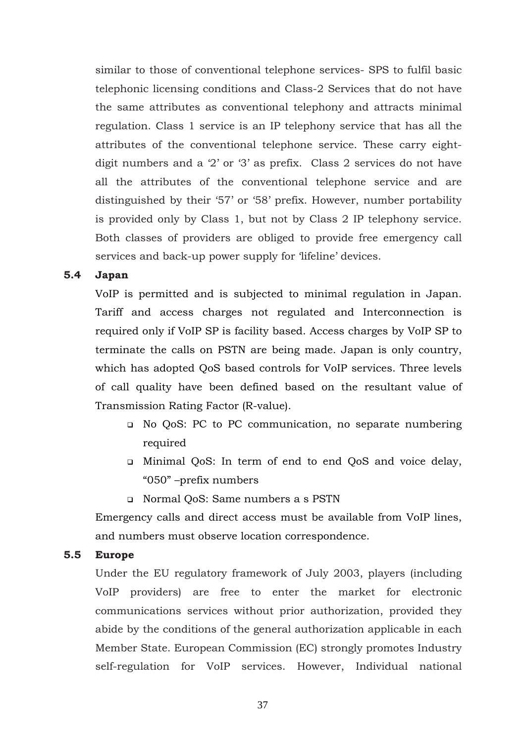similar to those of conventional telephone services- SPS to fulfil basic telephonic licensing conditions and Class-2 Services that do not have the same attributes as conventional telephony and attracts minimal regulation. Class 1 service is an IP telephony service that has all the attributes of the conventional telephone service. These carry eight-digit numbers and a '2' or '3' as prefix. Class 2 services do not have all the attributes of the conventional telephone service and are distinguished by their '57' or '58' prefix. However, number portability is provided only by Class 1, but not by Class 2 IP telephony service. Both classes of providers are obliged to provide free emergency call services and back-up power supply for 'lifeline' devices.

### 5.4 Japan

VoIP is permitted and is subjected to minimal regulation in Japan. Tariff and access charges not regulated and Interconnection is required only if VoIP SP is facility based. Access charges by VoIP SP to terminate the calls on PSTN are being made. Japan is only country, which has adopted QoS based controls for VoIP services. Three levels of call quality have been defined based on the resultant value of Transmission Rating Factor (R-value).

- No QoS: PC to PC communication, no separate numbering required
- Minimal QoS: In term of end to end QoS and voice delay, "050" –prefix numbers
- Normal QoS: Same numbers a s PSTN

Emergency calls and direct access must be available from VoIP lines, and numbers must observe location correspondence.

### 5.5 Europe

Under the EU regulatory framework of July 2003, players (including VoIP providers) are free to enter the market for electronic communications services without prior authorization, provided they abide by the conditions of the general authorization applicable in each Member State. European Commission (EC) strongly promotes Industry self-regulation for VoIP services. However, Individual national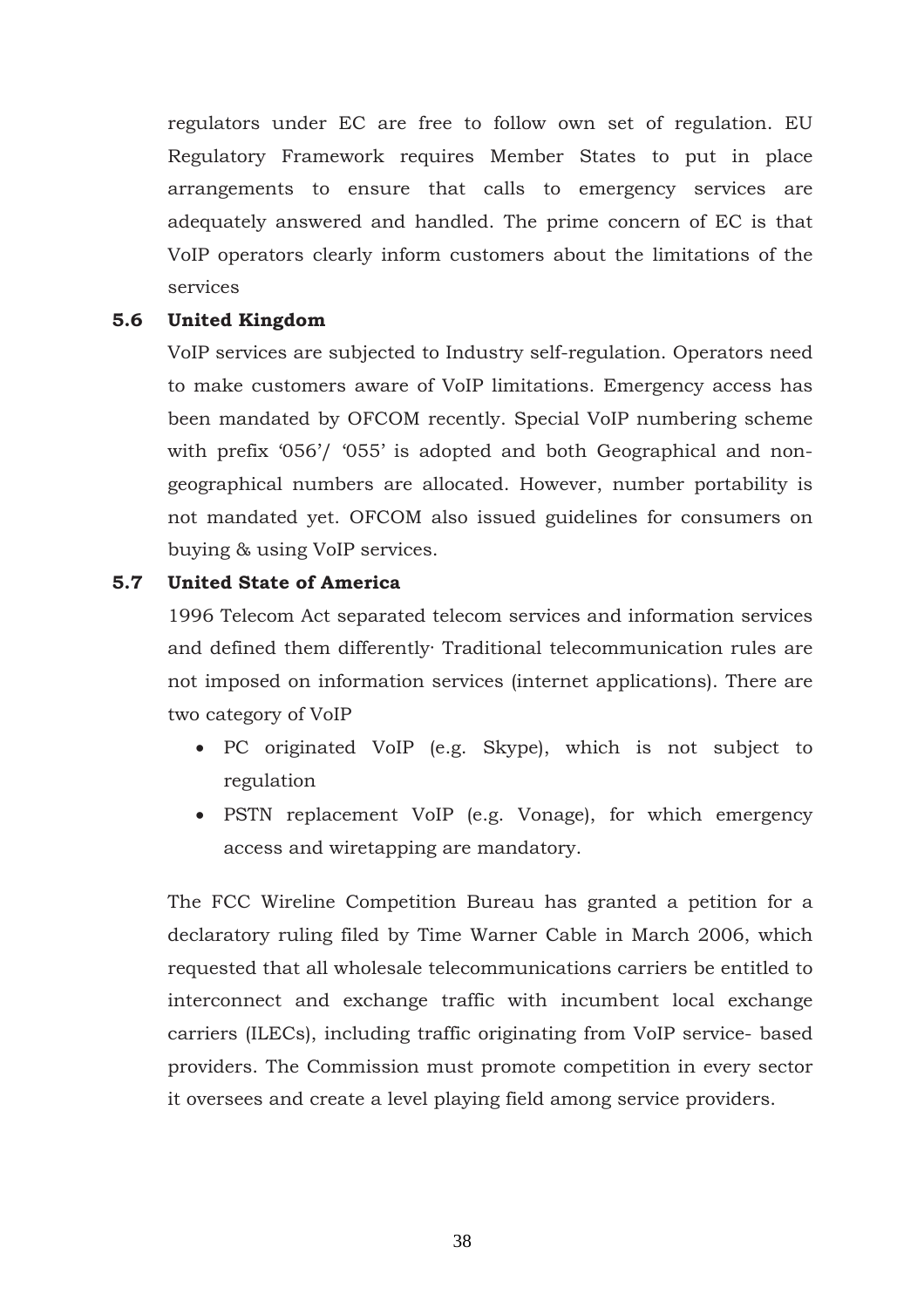regulators under EC are free to follow own set of regulation. EU Regulatory Framework requires Member States to put in place arrangements to ensure that calls to emergency services are adequately answered and handled. The prime concern of EC is that VoIP operators clearly inform customers about the limitations of the services

### 5.6 United Kingdom

VoIP services are subjected to Industry self-regulation. Operators need to make customers aware of VoIP limitations. Emergency access has been mandated by OFCOM recently. Special VoIP numbering scheme with prefix '056'/ '055' is adopted and both Geographical and non-geographical numbers are allocated. However, number portability is not mandated yet. OFCOM also issued guidelines for consumers on buying & using VoIP services.

### 5.7 United State of America

1996 Telecom Act separated telecom services and information services and defined them differently· Traditional telecommunication rules are not imposed on information services (internet applications). There are two category of VoIP

- PC originated VoIP (e.g. Skype), which is not subject to regulation
- PSTN replacement VoIP (e.g. Vonage), for which emergency access and wiretapping are mandatory.

The FCC Wireline Competition Bureau has granted a petition for a declaratory ruling filed by Time Warner Cable in March 2006, which requested that all wholesale telecommunications carriers be entitled to interconnect and exchange traffic with incumbent local exchange carriers (ILECs), including traffic originating from VoIP service- based providers. The Commission must promote competition in every sector it oversees and create a level playing field among service providers.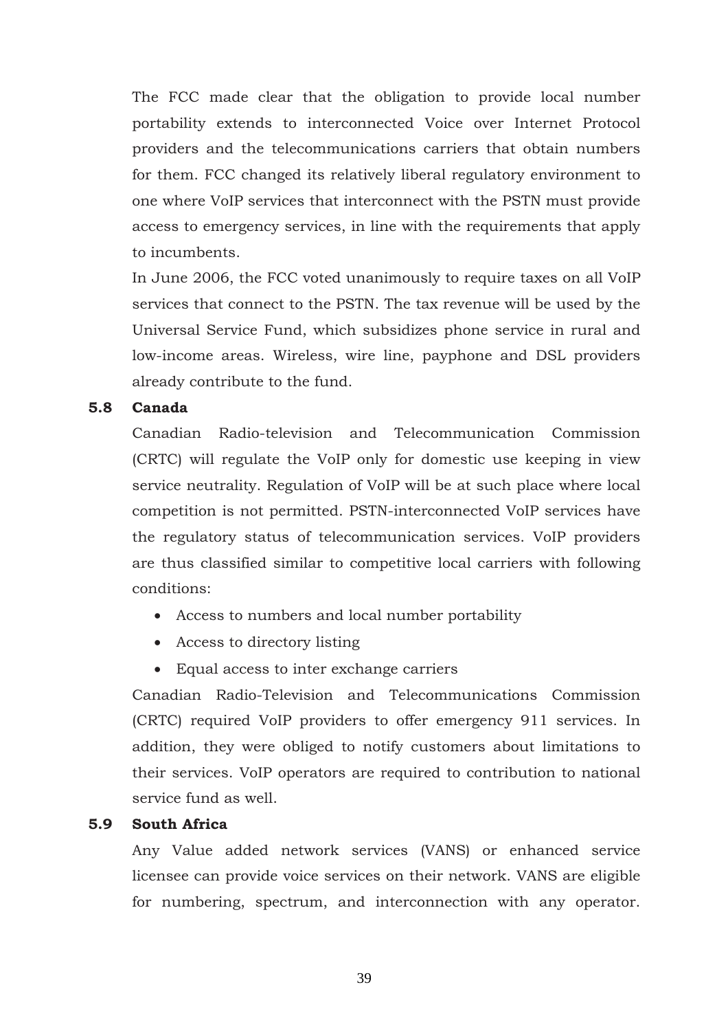The FCC made clear that the obligation to provide local number portability extends to interconnected Voice over Internet Protocol providers and the telecommunications carriers that obtain numbers for them. FCC changed its relatively liberal regulatory environment to one where VoIP services that interconnect with the PSTN must provide access to emergency services, in line with the requirements that apply to incumbents.

In June 2006, the FCC voted unanimously to require taxes on all VoIP services that connect to the PSTN. The tax revenue will be used by the Universal Service Fund, which subsidizes phone service in rural and low-income areas. Wireless, wire line, payphone and DSL providers already contribute to the fund.

### 5.8 Canada

Canadian Radio-television and Telecommunication Commission (CRTC) will regulate the VoIP only for domestic use keeping in view service neutrality. Regulation of VoIP will be at such place where local competition is not permitted. PSTN-interconnected VoIP services have the regulatory status of telecommunication services. VoIP providers are thus classified similar to competitive local carriers with following conditions:

- Access to numbers and local number portability
- Access to directory listing
- Equal access to inter exchange carriers

Canadian Radio-Television and Telecommunications Commission (CRTC) required VoIP providers to offer emergency 911 services. In addition, they were obliged to notify customers about limitations to their services. VoIP operators are required to contribution to national service fund as well.

### 5.9 South Africa

Any Value added network services (VANS) or enhanced service licensee can provide voice services on their network. VANS are eligible for numbering, spectrum, and interconnection with any operator.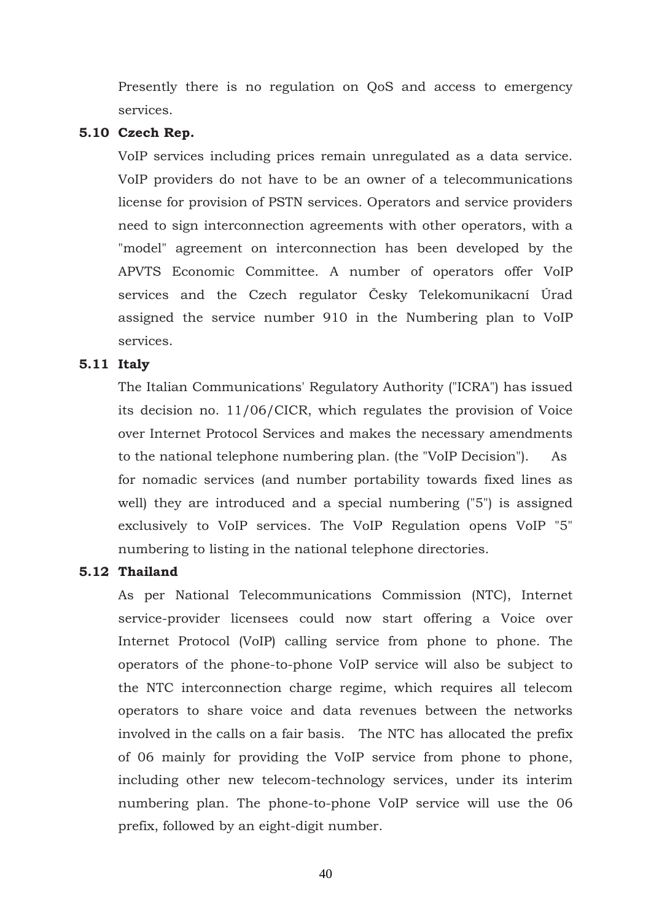Presently there is no regulation on QoS and access to emergency services.

### 5.10 Czech Rep.

VoIP services including prices remain unregulated as a data service. VoIP providers do not have to be an owner of a telecommunications license for provision of PSTN services. Operators and service providers need to sign interconnection agreements with other operators, with a "model" agreement on interconnection has been developed by the APVTS Economic Committee. A number of operators offer VoIP services and the Czech regulator Česky Telekomunikacní Úrad assigned the service number 910 in the Numbering plan to VoIP services.

### 5.11 Italy

The Italian Communications' Regulatory Authority ("ICRA") has issued its decision no. 11/06/CICR, which regulates the provision of Voice over Internet Protocol Services and makes the necessary amendments to the national telephone numbering plan. (the "VoIP Decision"). As for nomadic services (and number portability towards fixed lines as well) they are introduced and a special numbering ("5") is assigned exclusively to VoIP services. The VoIP Regulation opens VoIP "5" numbering to listing in the national telephone directories.

### 5.12 Thailand

As per National Telecommunications Commission (NTC), Internet service-provider licensees could now start offering a Voice over Internet Protocol (VoIP) calling service from phone to phone. The operators of the phone-to-phone VoIP service will also be subject to the NTC interconnection charge regime, which requires all telecom operators to share voice and data revenues between the networks involved in the calls on a fair basis. The NTC has allocated the prefix of 06 mainly for providing the VoIP service from phone to phone, including other new telecom-technology services, under its interim numbering plan. The phone-to-phone VoIP service will use the 06 prefix, followed by an eight-digit number.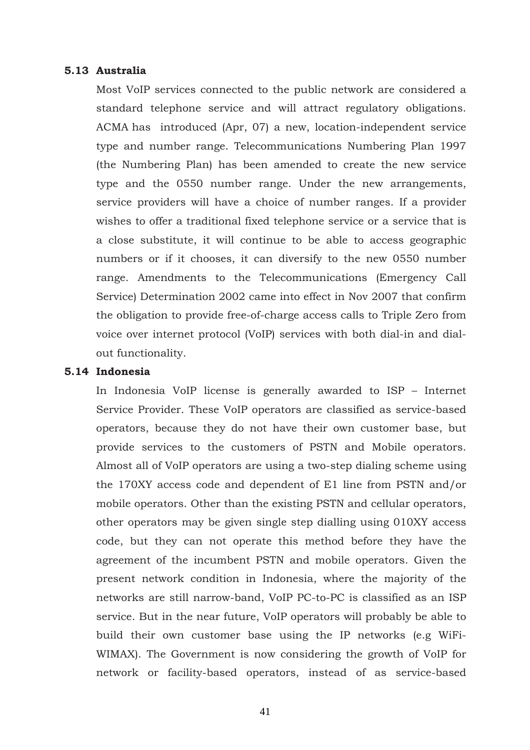### 5.13 Australia

Most VoIP services connected to the public network are considered a standard telephone service and will attract regulatory obligations. ACMA has introduced (Apr, 07) a new, location-independent service type and number range. Telecommunications Numbering Plan 1997 (the Numbering Plan) has been amended to create the new service type and the 0550 number range. Under the new arrangements, service providers will have a choice of number ranges. If a provider wishes to offer a traditional fixed telephone service or a service that is a close substitute, it will continue to be able to access geographic numbers or if it chooses, it can diversify to the new 0550 number range. Amendments to the Telecommunications (Emergency Call Service) Determination 2002 came into effect in Nov 2007 that confirm the obligation to provide free-of-charge access calls to Triple Zero from voice over internet protocol (VoIP) services with both dial-in and dial-out functionality.

### 5.14 Indonesia

In Indonesia VoIP license is generally awarded to ISP – Internet Service Provider. These VoIP operators are classified as service-based operators, because they do not have their own customer base, but provide services to the customers of PSTN and Mobile operators. Almost all of VoIP operators are using a two-step dialing scheme using the 170XY access code and dependent of E1 line from PSTN and/or mobile operators. Other than the existing PSTN and cellular operators, other operators may be given single step dialling using 010XY access code, but they can not operate this method before they have the agreement of the incumbent PSTN and mobile operators. Given the present network condition in Indonesia, where the majority of the networks are still narrow-band, VoIP PC-to-PC is classified as an ISP service. But in the near future, VoIP operators will probably be able to build their own customer base using the IP networks (e.g WiFi-WIMAX). The Government is now considering the growth of VoIP for network or facility-based operators, instead of as service-based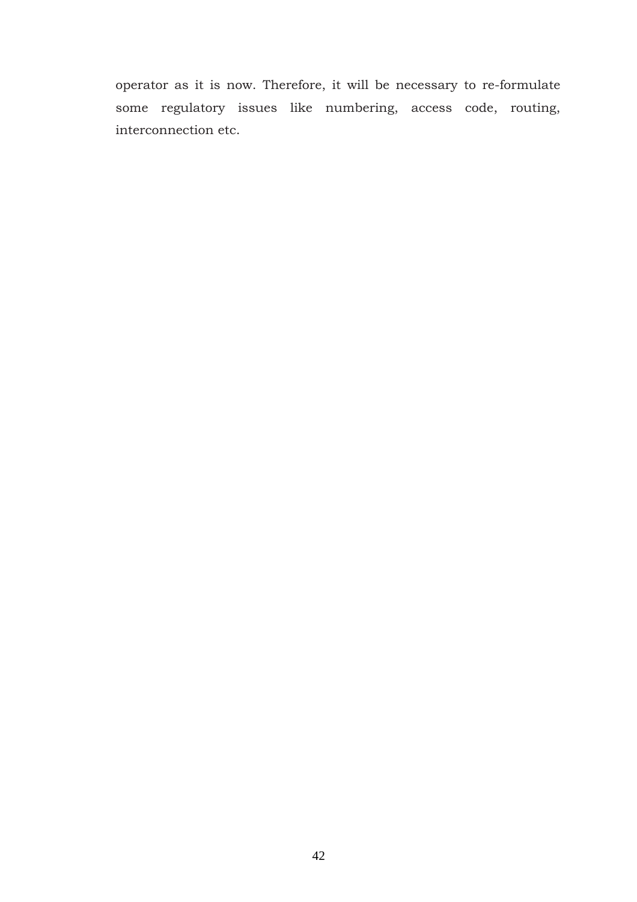operator as it is now. Therefore, it will be necessary to re-formulate some regulatory issues like numbering, access code, routing, interconnection etc.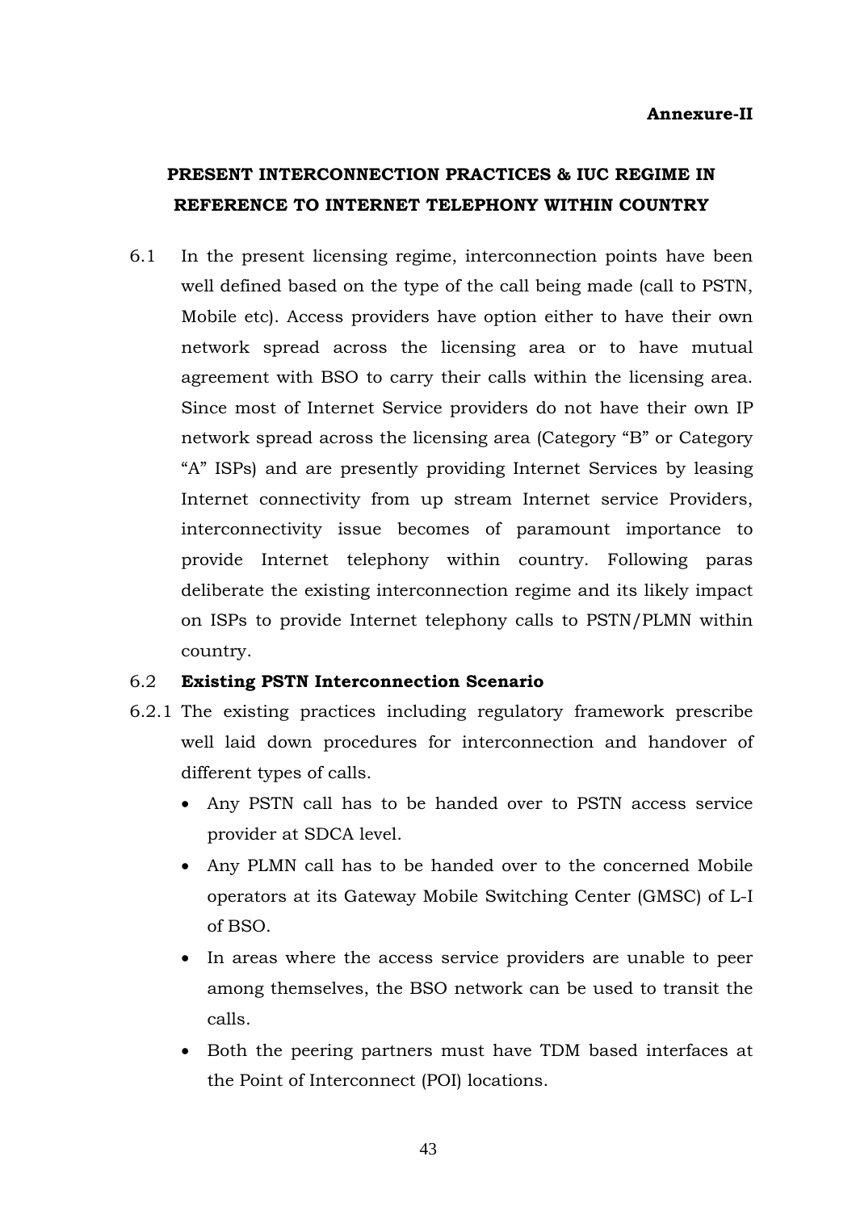**Annexure-II**

## PRESENT INTERCONNECTION PRACTICES & IUC REGIME IN REFERENCE TO INTERNET TELEPHONY WITHIN COUNTRY

6.1 In the present licensing regime, interconnection points have been well defined based on the type of the call being made (call to PSTN, Mobile etc). Access providers have option either to have their own network spread across the licensing area or to have mutual agreement with BSO to carry their calls within the licensing area. Since most of Internet Service providers do not have their own IP network spread across the licensing area (Category "B" or Category "A" ISPs) and are presently providing Internet Services by leasing Internet connectivity from up stream Internet service Providers, interconnectivity issue becomes of paramount importance to provide Internet telephony within country. Following paras deliberate the existing interconnection regime and its likely impact on ISPs to provide Internet telephony calls to PSTN/PLMN within country.

6.2 **Existing PSTN Interconnection Scenario**

6.2.1 The existing practices including regulatory framework prescribe well laid down procedures for interconnection and handover of different types of calls.

- Any PSTN call has to be handed over to PSTN access service provider at SDCA level.
- Any PLMN call has to be handed over to the concerned Mobile operators at its Gateway Mobile Switching Center (GMSC) of L-I of BSO.
- In areas where the access service providers are unable to peer among themselves, the BSO network can be used to transit the calls.
- Both the peering partners must have TDM based interfaces at the Point of Interconnect (POI) locations.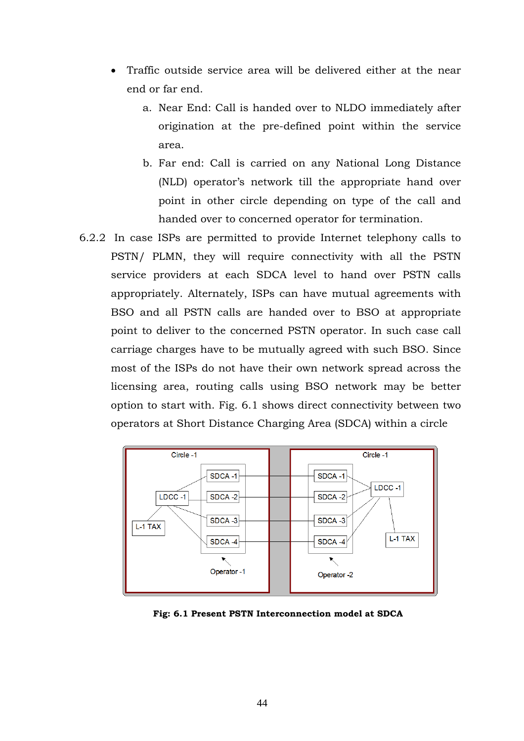- Traffic outside service area will be delivered either at the near end or far end.
  a. Near End: Call is handed over to NLDO immediately after origination at the pre-defined point within the service area.
  b. Far end: Call is carried on any National Long Distance (NLD) operator's network till the appropriate hand over point in other circle depending on type of the call and handed over to concerned operator for termination.

6.2.2 In case ISPs are permitted to provide Internet telephony calls to PSTN/ PLMN, they will require connectivity with all the PSTN service providers at each SDCA level to hand over PSTN calls appropriately. Alternately, ISPs can have mutual agreements with BSO and all PSTN calls are handed over to BSO at appropriate point to deliver to the concerned PSTN operator. In such case call carriage charges have to be mutually agreed with such BSO. Since most of the ISPs do not have their own network spread across the licensing area, routing calls using BSO network may be better option to start with. Fig. 6.1 shows direct connectivity between two operators at Short Distance Charging Area (SDCA) within a circle

Circle -1 | Circle -1

SDCA -1, SDCA -2, SDCA -3, SDCA -4, LDCC -1, L-1 TAX, Operator -1 | SDCA -1, SDCA -2, SDCA -3, SDCA -4, LDCC -1, L-1 TAX, Operator -2

**Fig: 6.1 Present PSTN Interconnection model at SDCA**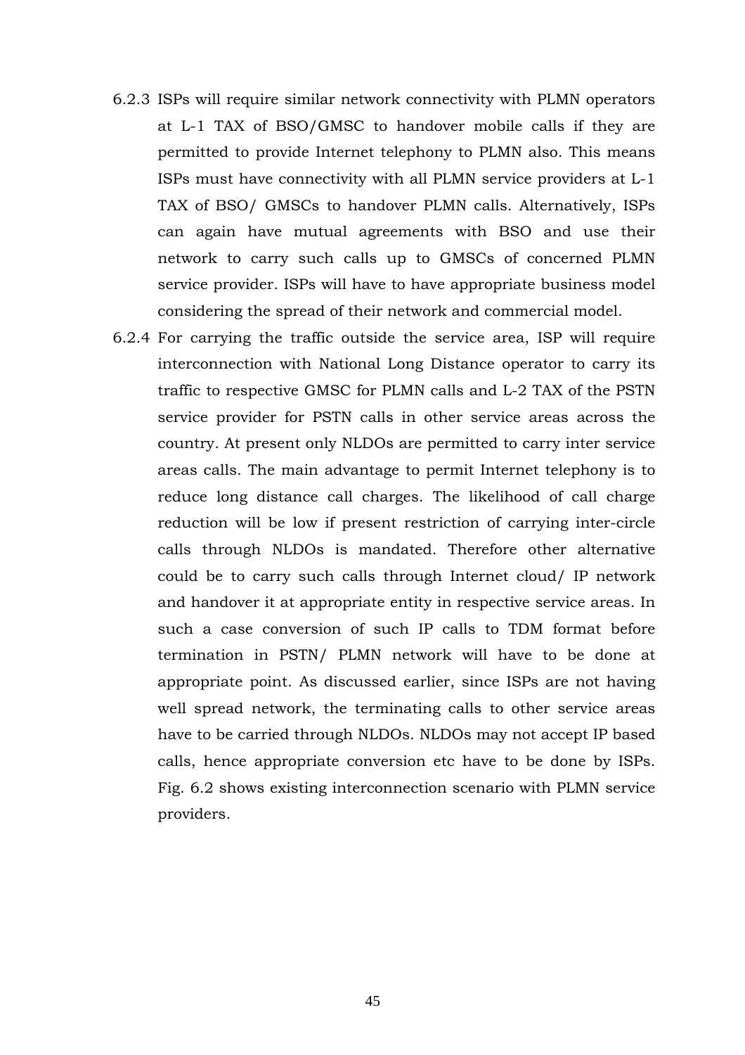6.2.3 ISPs will require similar network connectivity with PLMN operators at L-1 TAX of BSO/GMSC to handover mobile calls if they are permitted to provide Internet telephony to PLMN also. This means ISPs must have connectivity with all PLMN service providers at L-1 TAX of BSO/ GMSCs to handover PLMN calls. Alternatively, ISPs can again have mutual agreements with BSO and use their network to carry such calls up to GMSCs of concerned PLMN service provider. ISPs will have to have appropriate business model considering the spread of their network and commercial model.

6.2.4 For carrying the traffic outside the service area, ISP will require interconnection with National Long Distance operator to carry its traffic to respective GMSC for PLMN calls and L-2 TAX of the PSTN service provider for PSTN calls in other service areas across the country. At present only NLDOs are permitted to carry inter service areas calls. The main advantage to permit Internet telephony is to reduce long distance call charges. The likelihood of call charge reduction will be low if present restriction of carrying inter-circle calls through NLDOs is mandated. Therefore other alternative could be to carry such calls through Internet cloud/ IP network and handover it at appropriate entity in respective service areas. In such a case conversion of such IP calls to TDM format before termination in PSTN/ PLMN network will have to be done at appropriate point. As discussed earlier, since ISPs are not having well spread network, the terminating calls to other service areas have to be carried through NLDOs. NLDOs may not accept IP based calls, hence appropriate conversion etc have to be done by ISPs. Fig. 6.2 shows existing interconnection scenario with PLMN service providers.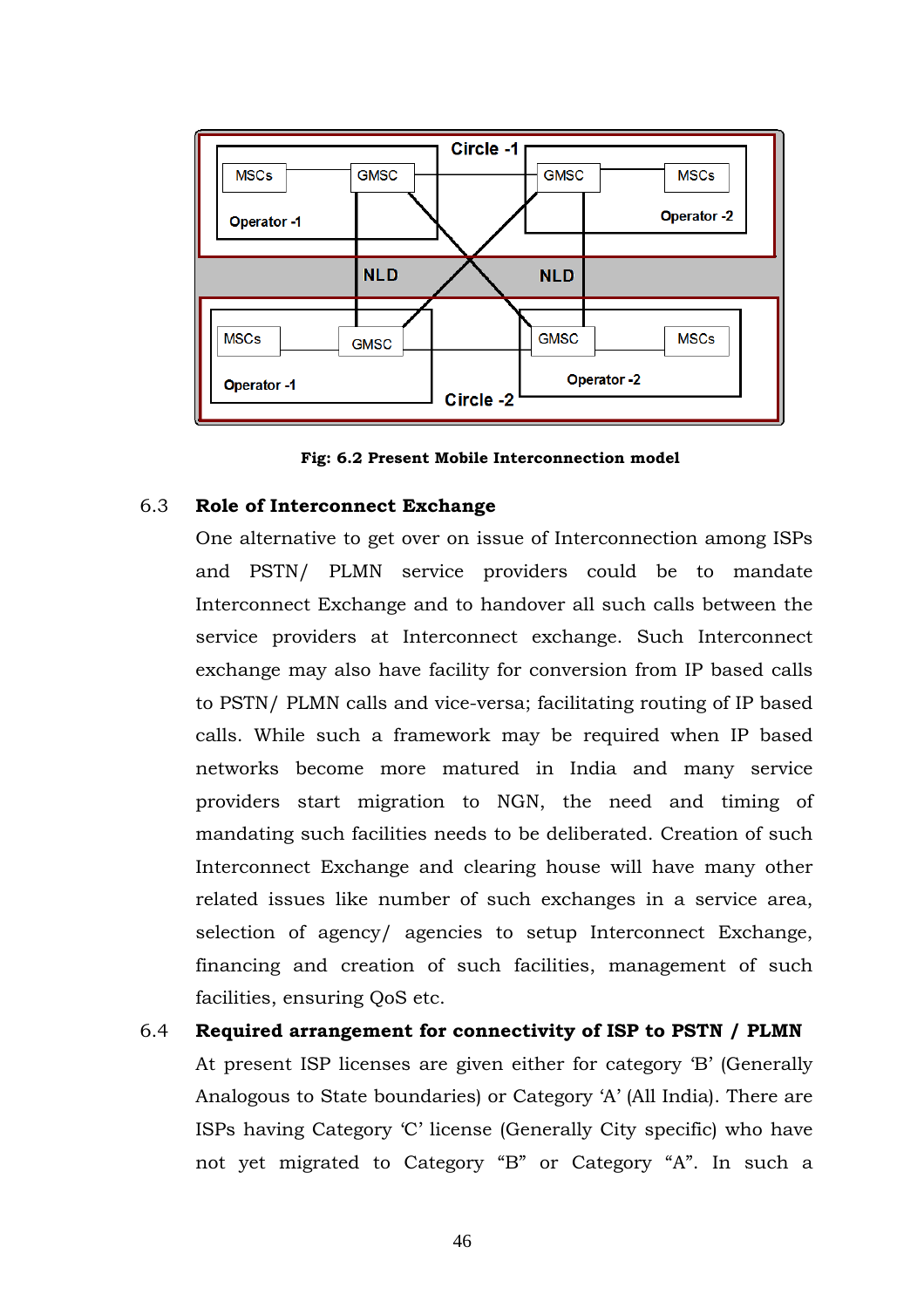Circle -1

MSCs — GMSC — GMSC — MSCs

Operator -1 Operator -2

NLD NLD

MSCs — GMSC — GMSC — MSCs

Operator -1 Operator -2

Circle -2

**Fig: 6.2 Present Mobile Interconnection model**

## 6.3 Role of Interconnect Exchange

One alternative to get over on issue of Interconnection among ISPs and PSTN/ PLMN service providers could be to mandate Interconnect Exchange and to handover all such calls between the service providers at Interconnect exchange. Such Interconnect exchange may also have facility for conversion from IP based calls to PSTN/ PLMN calls and vice-versa; facilitating routing of IP based calls. While such a framework may be required when IP based networks become more matured in India and many service providers start migration to NGN, the need and timing of mandating such facilities needs to be deliberated. Creation of such Interconnect Exchange and clearing house will have many other related issues like number of such exchanges in a service area, selection of agency/ agencies to setup Interconnect Exchange, financing and creation of such facilities, management of such facilities, ensuring QoS etc.

## 6.4 Required arrangement for connectivity of ISP to PSTN / PLMN

At present ISP licenses are given either for category 'B' (Generally Analogous to State boundaries) or Category 'A' (All India). There are ISPs having Category 'C' license (Generally City specific) who have not yet migrated to Category "B" or Category "A". In such a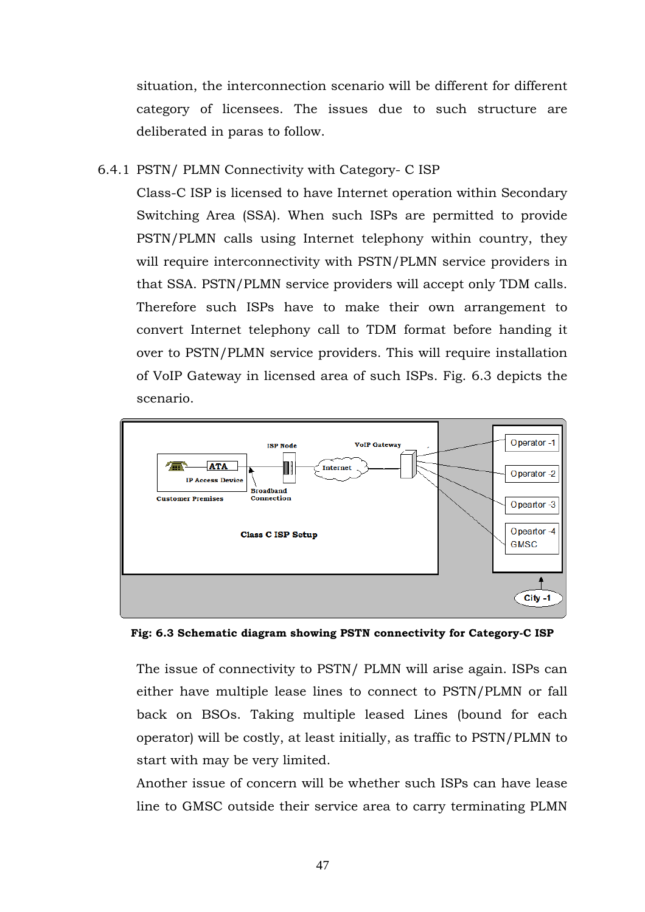situation, the interconnection scenario will be different for different category of licensees. The issues due to such structure are deliberated in paras to follow.

### 6.4.1 PSTN/ PLMN Connectivity with Category- C ISP

Class-C ISP is licensed to have Internet operation within Secondary Switching Area (SSA). When such ISPs are permitted to provide PSTN/PLMN calls using Internet telephony within country, they will require interconnectivity with PSTN/PLMN service providers in that SSA. PSTN/PLMN service providers will accept only TDM calls. Therefore such ISPs have to make their own arrangement to convert Internet telephony call to TDM format before handing it over to PSTN/PLMN service providers. This will require installation of VoIP Gateway in licensed area of such ISPs. Fig. 6.3 depicts the scenario.

**Fig: 6.3 Schematic diagram showing PSTN connectivity for Category-C ISP**

The issue of connectivity to PSTN/ PLMN will arise again. ISPs can either have multiple lease lines to connect to PSTN/PLMN or fall back on BSOs. Taking multiple leased Lines (bound for each operator) will be costly, at least initially, as traffic to PSTN/PLMN to start with may be very limited.

Another issue of concern will be whether such ISPs can have lease line to GMSC outside their service area to carry terminating PLMN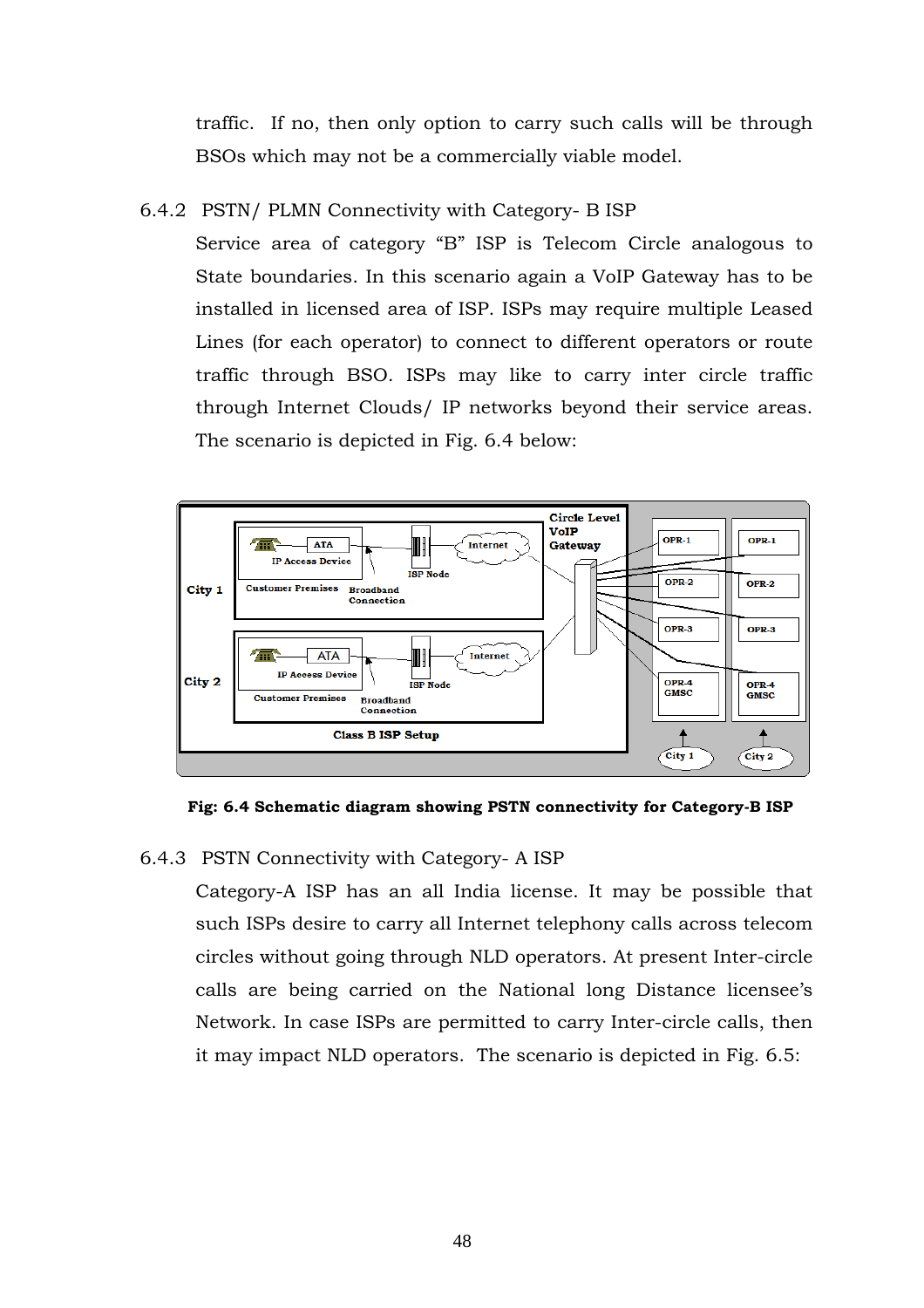traffic. If no, then only option to carry such calls will be through BSOs which may not be a commercially viable model.

### 6.4.2 PSTN/ PLMN Connectivity with Category- B ISP

Service area of category "B" ISP is Telecom Circle analogous to State boundaries. In this scenario again a VoIP Gateway has to be installed in licensed area of ISP. ISPs may require multiple Leased Lines (for each operator) to connect to different operators or route traffic through BSO. ISPs may like to carry inter circle traffic through Internet Clouds/ IP networks beyond their service areas. The scenario is depicted in Fig. 6.4 below:

**Fig: 6.4 Schematic diagram showing PSTN connectivity for Category-B ISP**

### 6.4.3 PSTN Connectivity with Category- A ISP

Category-A ISP has an all India license. It may be possible that such ISPs desire to carry all Internet telephony calls across telecom circles without going through NLD operators. At present Inter-circle calls are being carried on the National long Distance licensee's Network. In case ISPs are permitted to carry Inter-circle calls, then it may impact NLD operators. The scenario is depicted in Fig. 6.5: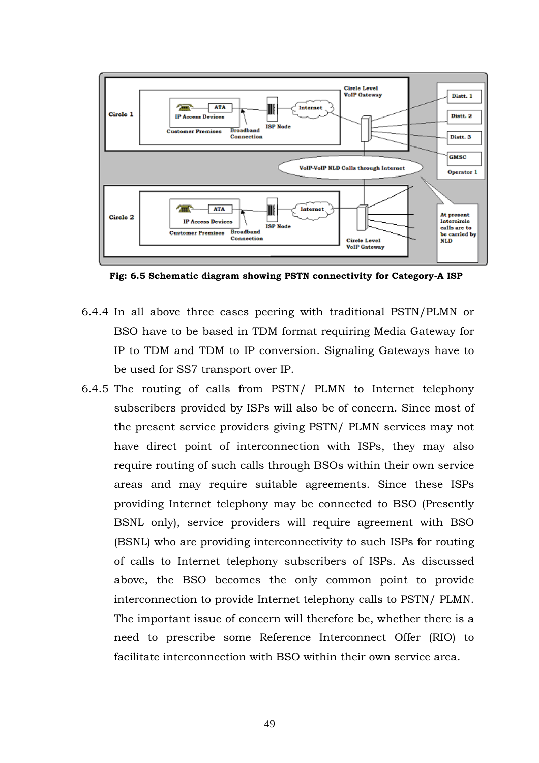Fig: 6.5 Schematic diagram showing PSTN connectivity for Category-A ISP

6.4.4 In all above three cases peering with traditional PSTN/PLMN or BSO have to be based in TDM format requiring Media Gateway for IP to TDM and TDM to IP conversion. Signaling Gateways have to be used for SS7 transport over IP.

6.4.5 The routing of calls from PSTN/ PLMN to Internet telephony subscribers provided by ISPs will also be of concern. Since most of the present service providers giving PSTN/ PLMN services may not have direct point of interconnection with ISPs, they may also require routing of such calls through BSOs within their own service areas and may require suitable agreements. Since these ISPs providing Internet telephony may be connected to BSO (Presently BSNL only), service providers will require agreement with BSO (BSNL) who are providing interconnectivity to such ISPs for routing of calls to Internet telephony subscribers of ISPs. As discussed above, the BSO becomes the only common point to provide interconnection to provide Internet telephony calls to PSTN/ PLMN. The important issue of concern will therefore be, whether there is a need to prescribe some Reference Interconnect Offer (RIO) to facilitate interconnection with BSO within their own service area.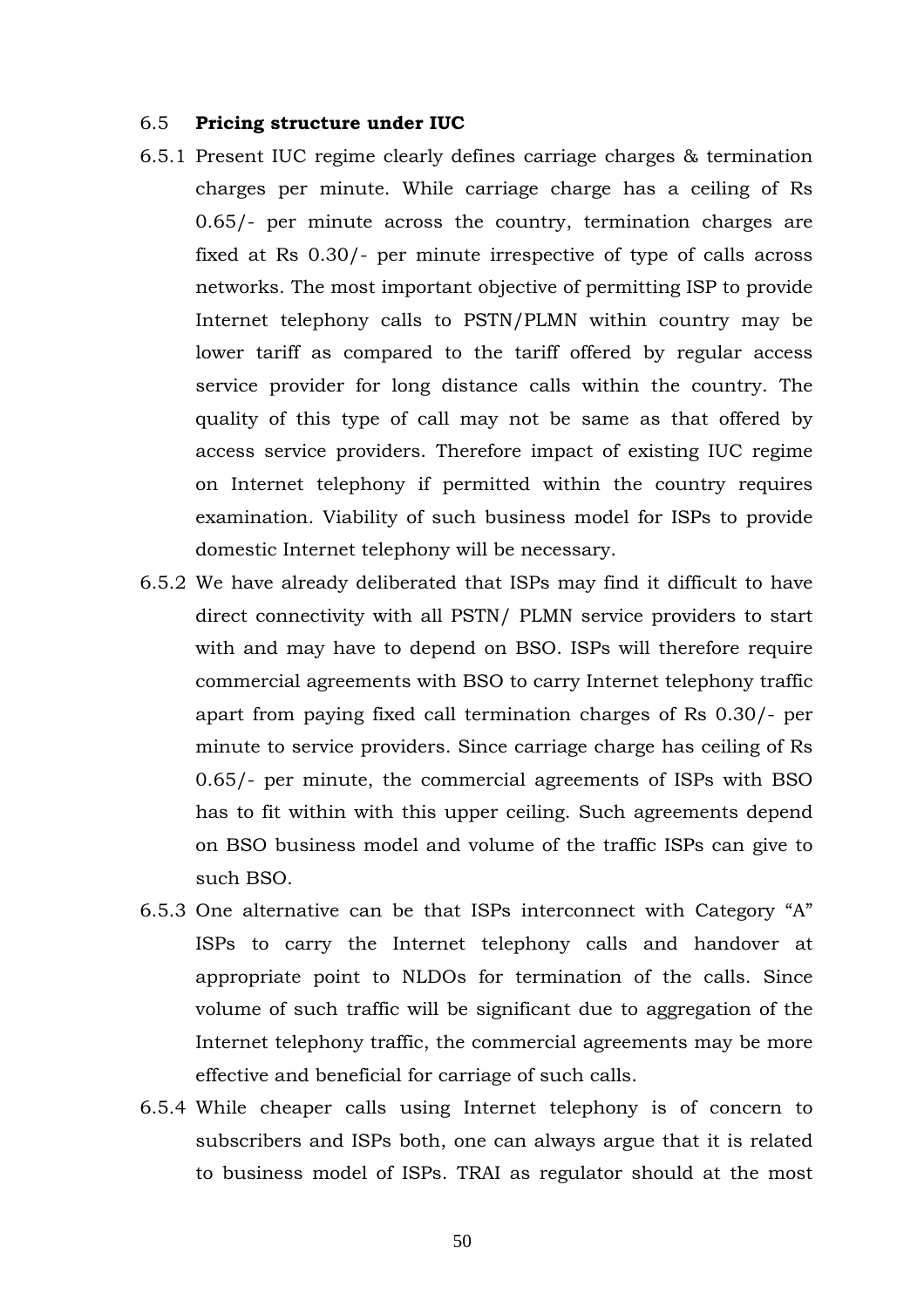### 6.5 **Pricing structure under IUC**

6.5.1 Present IUC regime clearly defines carriage charges & termination charges per minute. While carriage charge has a ceiling of Rs 0.65/- per minute across the country, termination charges are fixed at Rs 0.30/- per minute irrespective of type of calls across networks. The most important objective of permitting ISP to provide Internet telephony calls to PSTN/PLMN within country may be lower tariff as compared to the tariff offered by regular access service provider for long distance calls within the country. The quality of this type of call may not be same as that offered by access service providers. Therefore impact of existing IUC regime on Internet telephony if permitted within the country requires examination. Viability of such business model for ISPs to provide domestic Internet telephony will be necessary.

6.5.2 We have already deliberated that ISPs may find it difficult to have direct connectivity with all PSTN/ PLMN service providers to start with and may have to depend on BSO. ISPs will therefore require commercial agreements with BSO to carry Internet telephony traffic apart from paying fixed call termination charges of Rs 0.30/- per minute to service providers. Since carriage charge has ceiling of Rs 0.65/- per minute, the commercial agreements of ISPs with BSO has to fit within with this upper ceiling. Such agreements depend on BSO business model and volume of the traffic ISPs can give to such BSO.

6.5.3 One alternative can be that ISPs interconnect with Category "A" ISPs to carry the Internet telephony calls and handover at appropriate point to NLDOs for termination of the calls. Since volume of such traffic will be significant due to aggregation of the Internet telephony traffic, the commercial agreements may be more effective and beneficial for carriage of such calls.

6.5.4 While cheaper calls using Internet telephony is of concern to subscribers and ISPs both, one can always argue that it is related to business model of ISPs. TRAI as regulator should at the most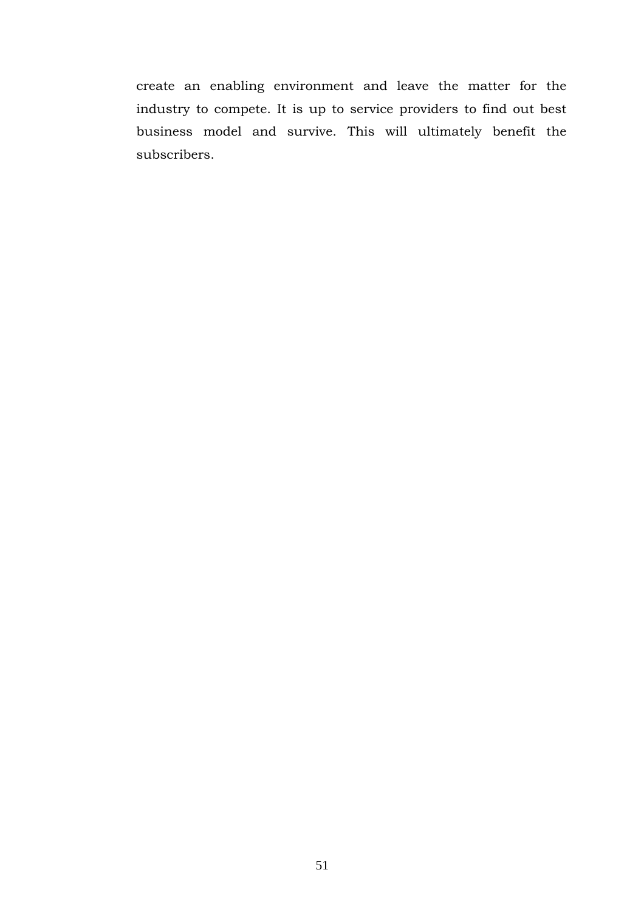create an enabling environment and leave the matter for the industry to compete. It is up to service providers to find out best business model and survive. This will ultimately benefit the subscribers.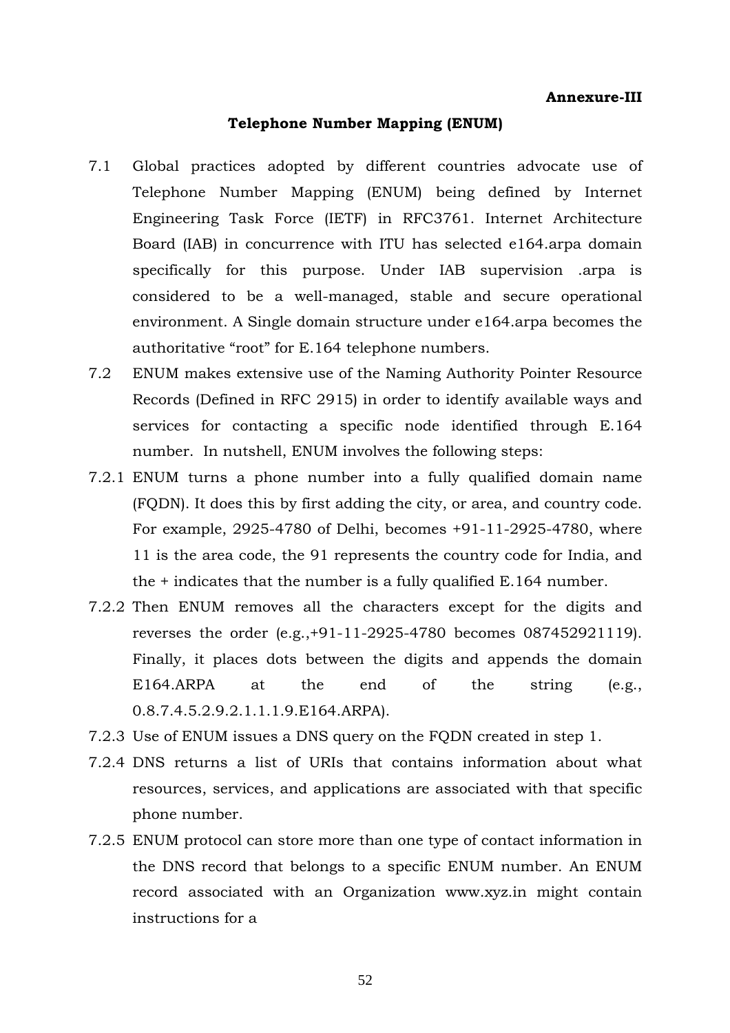**Annexure-III**

**Telephone Number Mapping (ENUM)**

7.1 Global practices adopted by different countries advocate use of Telephone Number Mapping (ENUM) being defined by Internet Engineering Task Force (IETF) in RFC3761. Internet Architecture Board (IAB) in concurrence with ITU has selected e164.arpa domain specifically for this purpose. Under IAB supervision .arpa is considered to be a well-managed, stable and secure operational environment. A Single domain structure under e164.arpa becomes the authoritative “root” for E.164 telephone numbers.

7.2 ENUM makes extensive use of the Naming Authority Pointer Resource Records (Defined in RFC 2915) in order to identify available ways and services for contacting a specific node identified through E.164 number. In nutshell, ENUM involves the following steps:

7.2.1 ENUM turns a phone number into a fully qualified domain name (FQDN). It does this by first adding the city, or area, and country code. For example, 2925-4780 of Delhi, becomes +91-11-2925-4780, where 11 is the area code, the 91 represents the country code for India, and the + indicates that the number is a fully qualified E.164 number.

7.2.2 Then ENUM removes all the characters except for the digits and reverses the order (e.g.,+91-11-2925-4780 becomes 087452921119). Finally, it places dots between the digits and appends the domain E164.ARPA at the end of the string (e.g., 0.8.7.4.5.2.9.2.1.1.1.9.E164.ARPA).

7.2.3 Use of ENUM issues a DNS query on the FQDN created in step 1.

7.2.4 DNS returns a list of URIs that contains information about what resources, services, and applications are associated with that specific phone number.

7.2.5 ENUM protocol can store more than one type of contact information in the DNS record that belongs to a specific ENUM number. An ENUM record associated with an Organization www.xyz.in might contain instructions for a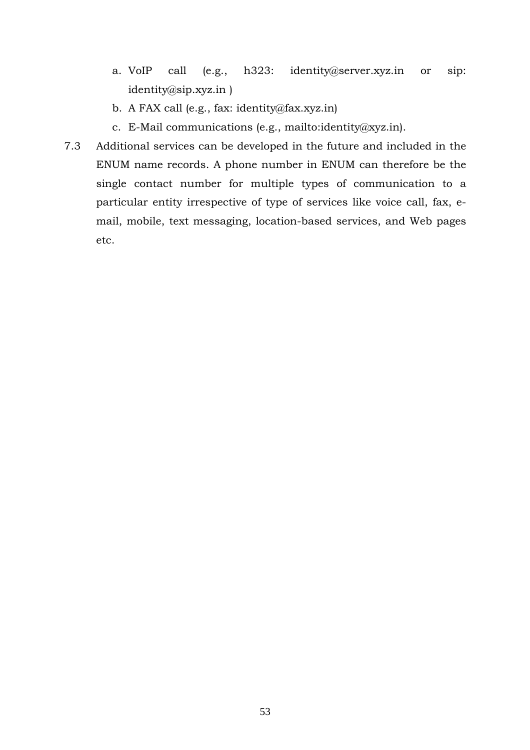a. VoIP call (e.g., h323: identity@server.xyz.in or sip: identity@sip.xyz.in )
b. A FAX call (e.g., fax: identity@fax.xyz.in)
c. E-Mail communications (e.g., mailto:identity@xyz.in).

7.3 Additional services can be developed in the future and included in the ENUM name records. A phone number in ENUM can therefore be the single contact number for multiple types of communication to a particular entity irrespective of type of services like voice call, fax, e-mail, mobile, text messaging, location-based services, and Web pages etc.